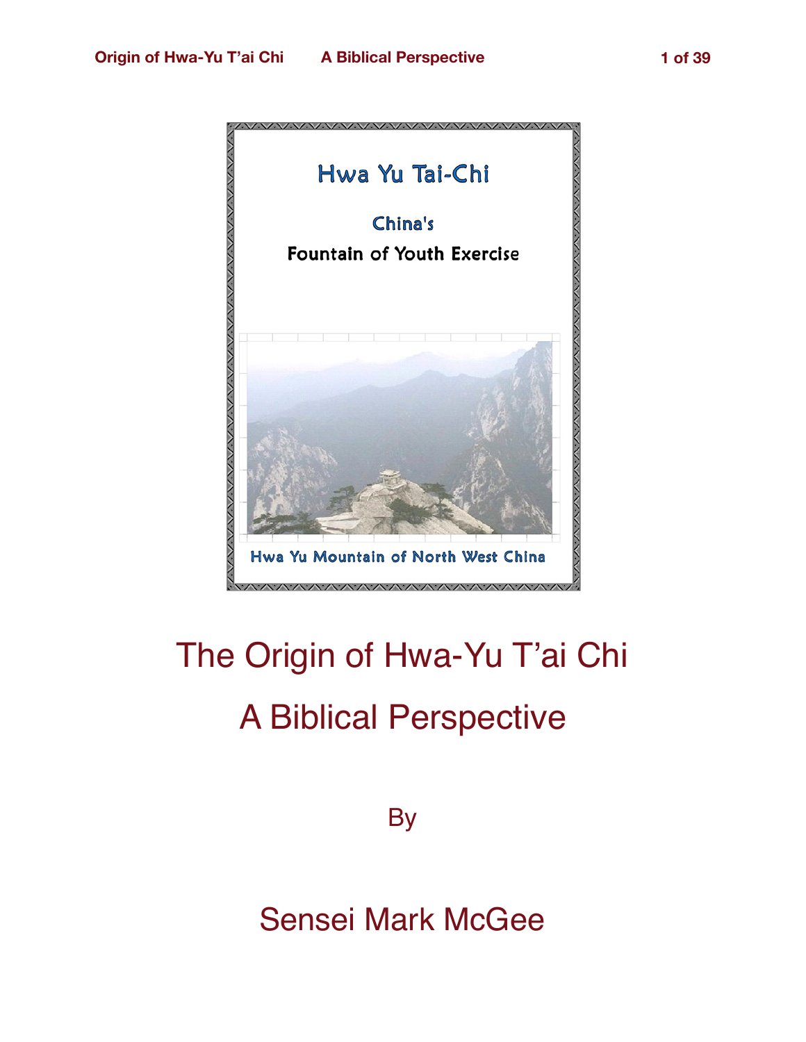Hwa Yu Tai-Chi

China's

Fountain of Youth Exercise

Hwa Yu Mountain of North West China

# The Origin of Hwa-Yu T'ai Chi

# A Biblical Perspective

By

## Sensei Mark McGee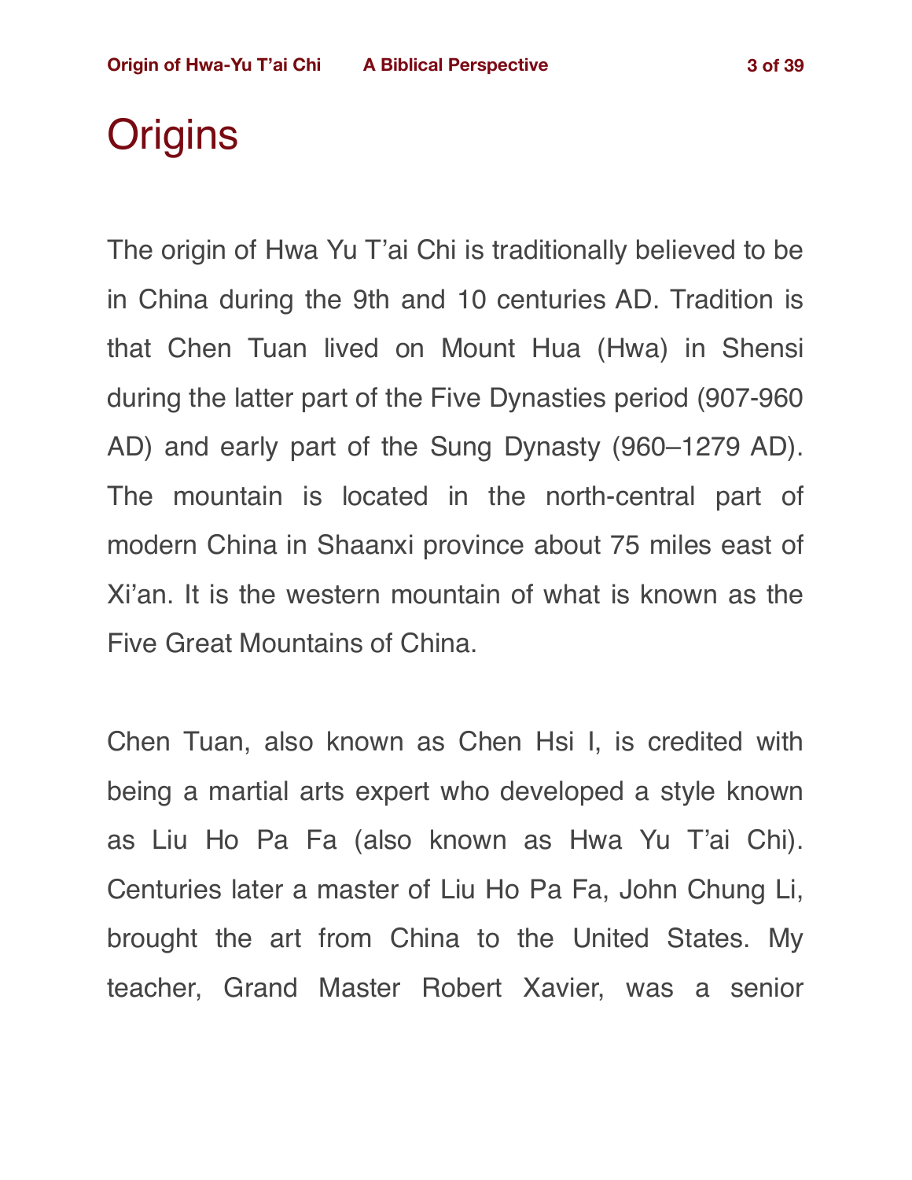# Origins

The origin of Hwa Yu T'ai Chi is traditionally believed to be in China during the 9th and 10 centuries AD. Tradition is that Chen Tuan lived on Mount Hua (Hwa) in Shensi during the latter part of the Five Dynasties period (907-960 AD) and early part of the Sung Dynasty (960–1279 AD). The mountain is located in the north-central part of modern China in Shaanxi province about 75 miles east of Xi'an. It is the western mountain of what is known as the Five Great Mountains of China.

Chen Tuan, also known as Chen Hsi I, is credited with being a martial arts expert who developed a style known as Liu Ho Pa Fa (also known as Hwa Yu T'ai Chi). Centuries later a master of Liu Ho Pa Fa, John Chung Li, brought the art from China to the United States. My teacher, Grand Master Robert Xavier, was a senior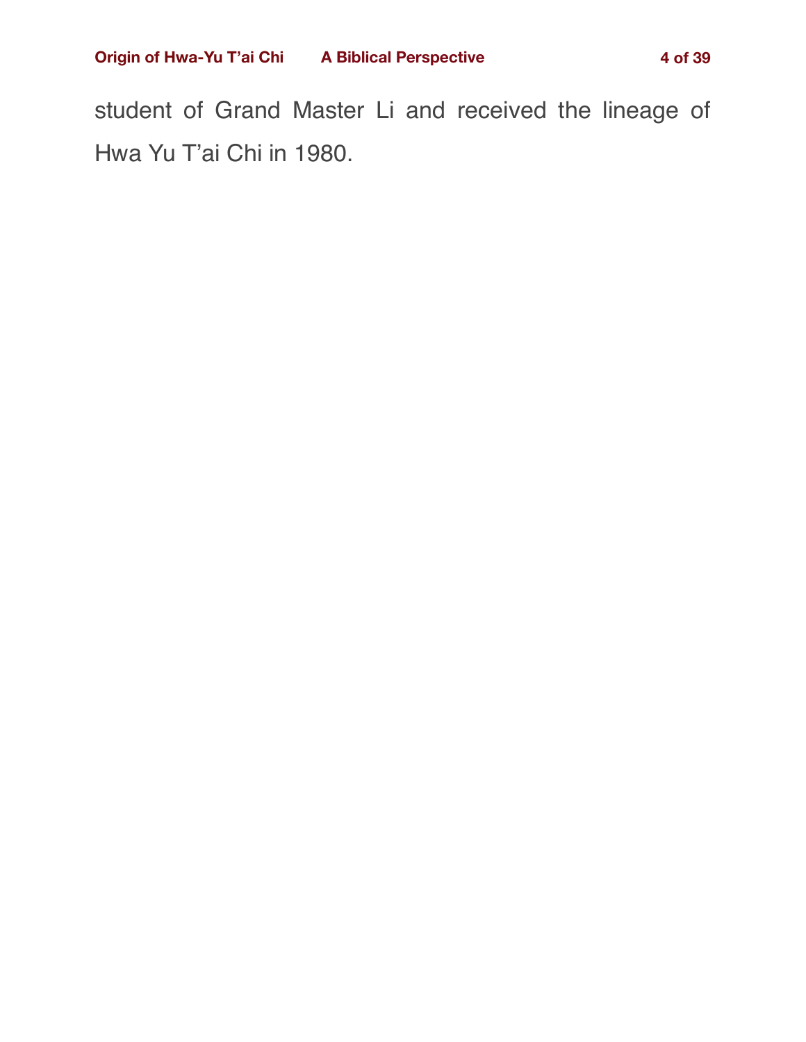student of Grand Master Li and received the lineage of Hwa Yu T'ai Chi in 1980.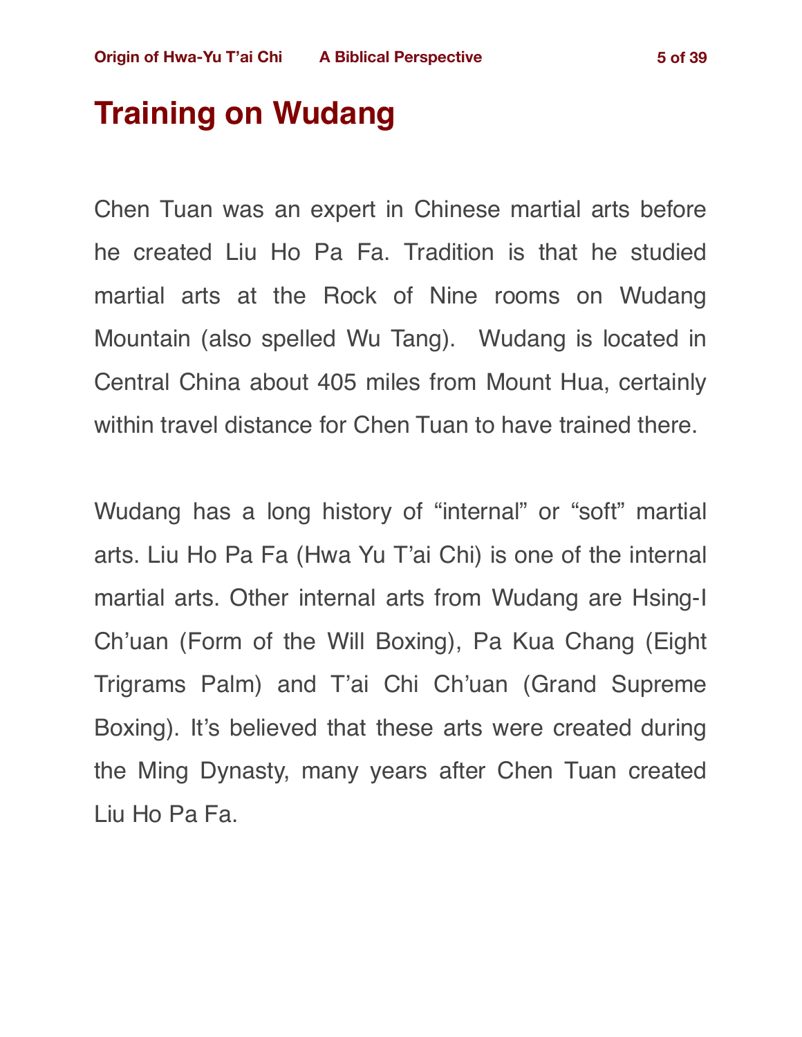# Training on Wudang

Chen Tuan was an expert in Chinese martial arts before he created Liu Ho Pa Fa. Tradition is that he studied martial arts at the Rock of Nine rooms on Wudang Mountain (also spelled Wu Tang). Wudang is located in Central China about 405 miles from Mount Hua, certainly within travel distance for Chen Tuan to have trained there.

Wudang has a long history of "internal" or "soft" martial arts. Liu Ho Pa Fa (Hwa Yu T'ai Chi) is one of the internal martial arts. Other internal arts from Wudang are Hsing-I Ch'uan (Form of the Will Boxing), Pa Kua Chang (Eight Trigrams Palm) and T'ai Chi Ch'uan (Grand Supreme Boxing). It's believed that these arts were created during the Ming Dynasty, many years after Chen Tuan created Liu Ho Pa Fa.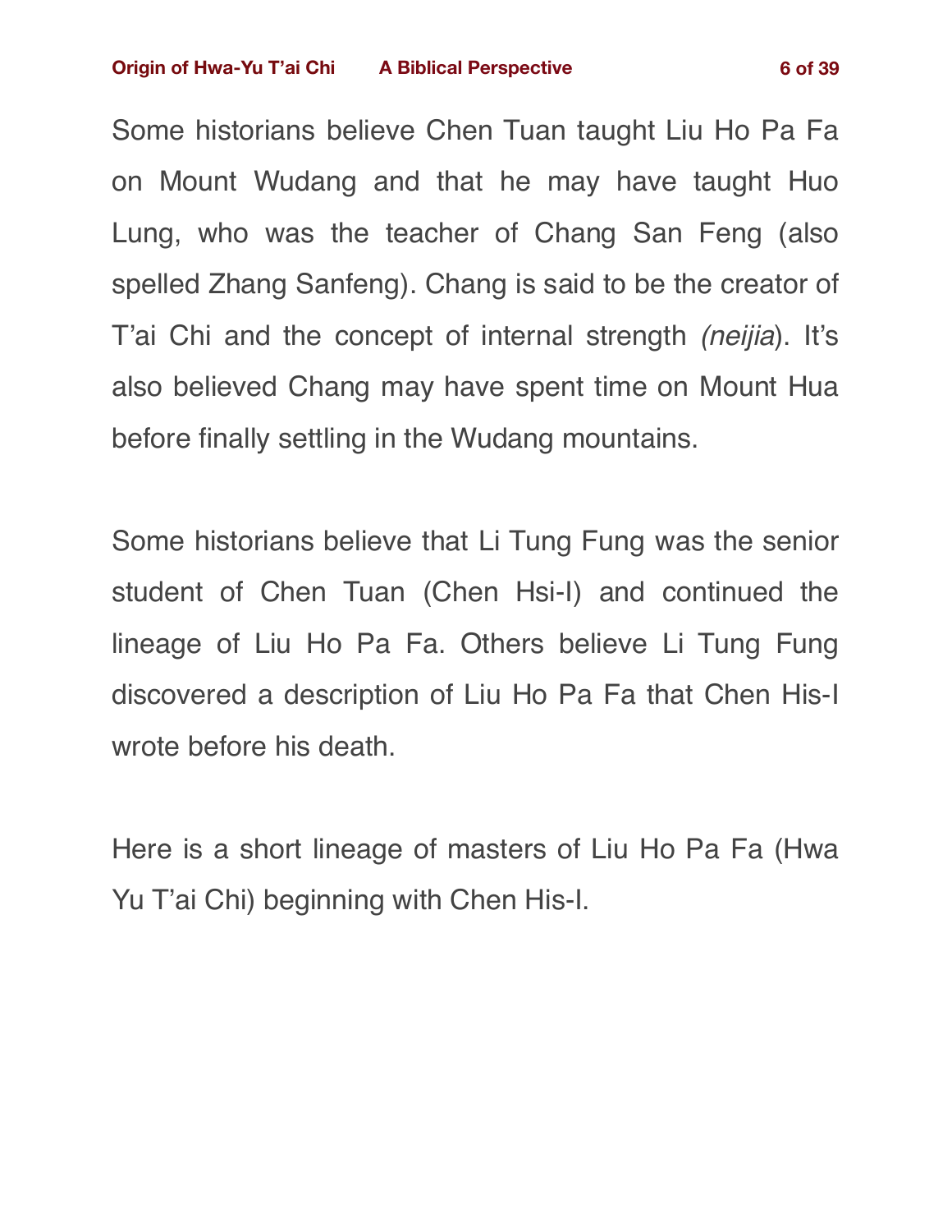Some historians believe Chen Tuan taught Liu Ho Pa Fa on Mount Wudang and that he may have taught Huo Lung, who was the teacher of Chang San Feng (also spelled Zhang Sanfeng). Chang is said to be the creator of T'ai Chi and the concept of internal strength *(neijia*). It's also believed Chang may have spent time on Mount Hua before finally settling in the Wudang mountains.

Some historians believe that Li Tung Fung was the senior student of Chen Tuan (Chen Hsi-I) and continued the lineage of Liu Ho Pa Fa. Others believe Li Tung Fung discovered a description of Liu Ho Pa Fa that Chen His-I wrote before his death.

Here is a short lineage of masters of Liu Ho Pa Fa (Hwa Yu T'ai Chi) beginning with Chen His-I.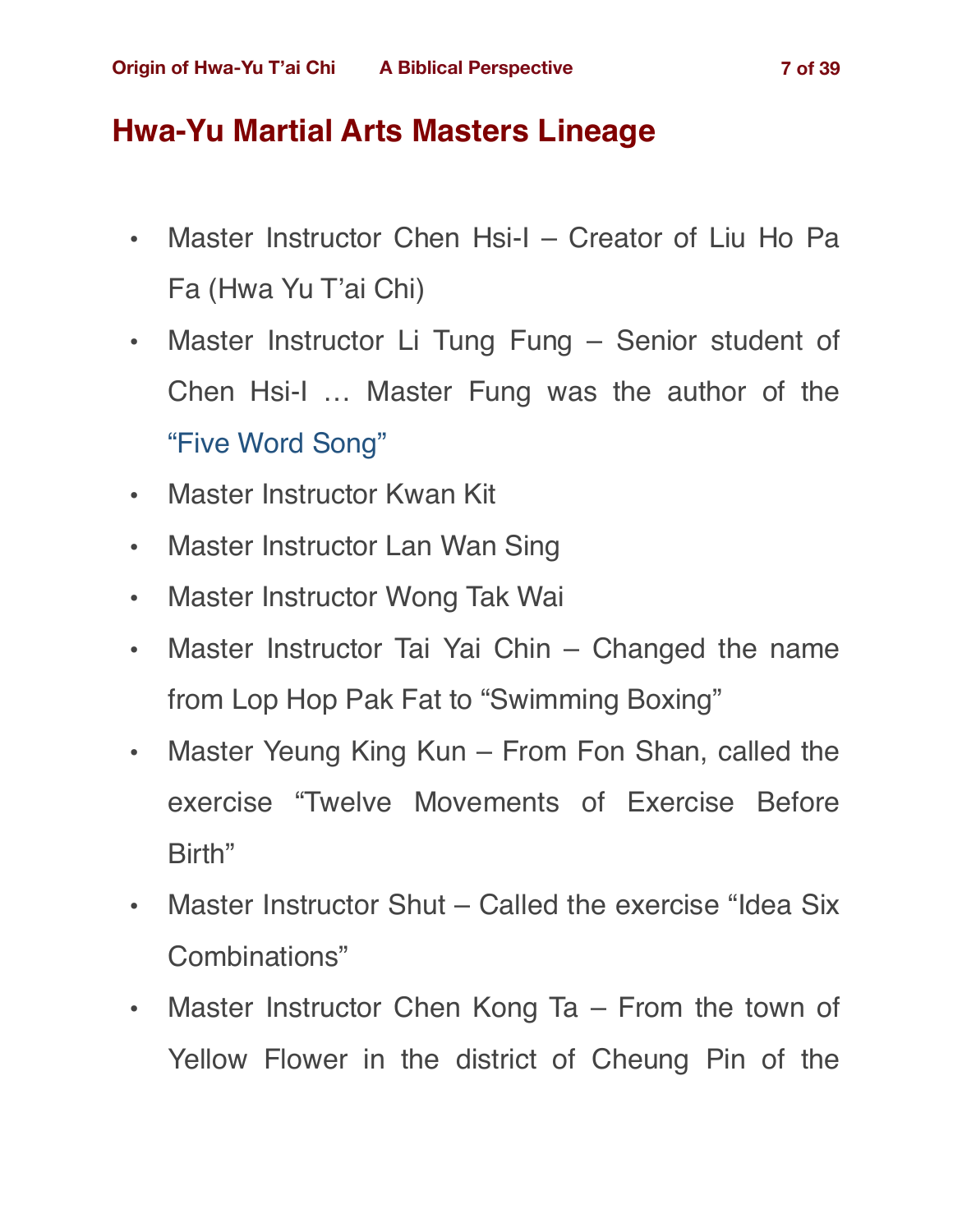## Hwa-Yu Martial Arts Masters Lineage

- Master Instructor Chen Hsi-I – Creator of Liu Ho Pa Fa (Hwa Yu T'ai Chi)
- Master Instructor Li Tung Fung – Senior student of Chen Hsi-I … Master Fung was the author of the "Five Word Song"
- Master Instructor Kwan Kit
- Master Instructor Lan Wan Sing
- Master Instructor Wong Tak Wai
- Master Instructor Tai Yai Chin – Changed the name from Lop Hop Pak Fat to "Swimming Boxing"
- Master Yeung King Kun – From Fon Shan, called the exercise "Twelve Movements of Exercise Before Birth"
- Master Instructor Shut – Called the exercise "Idea Six Combinations"
- Master Instructor Chen Kong Ta – From the town of Yellow Flower in the district of Cheung Pin of the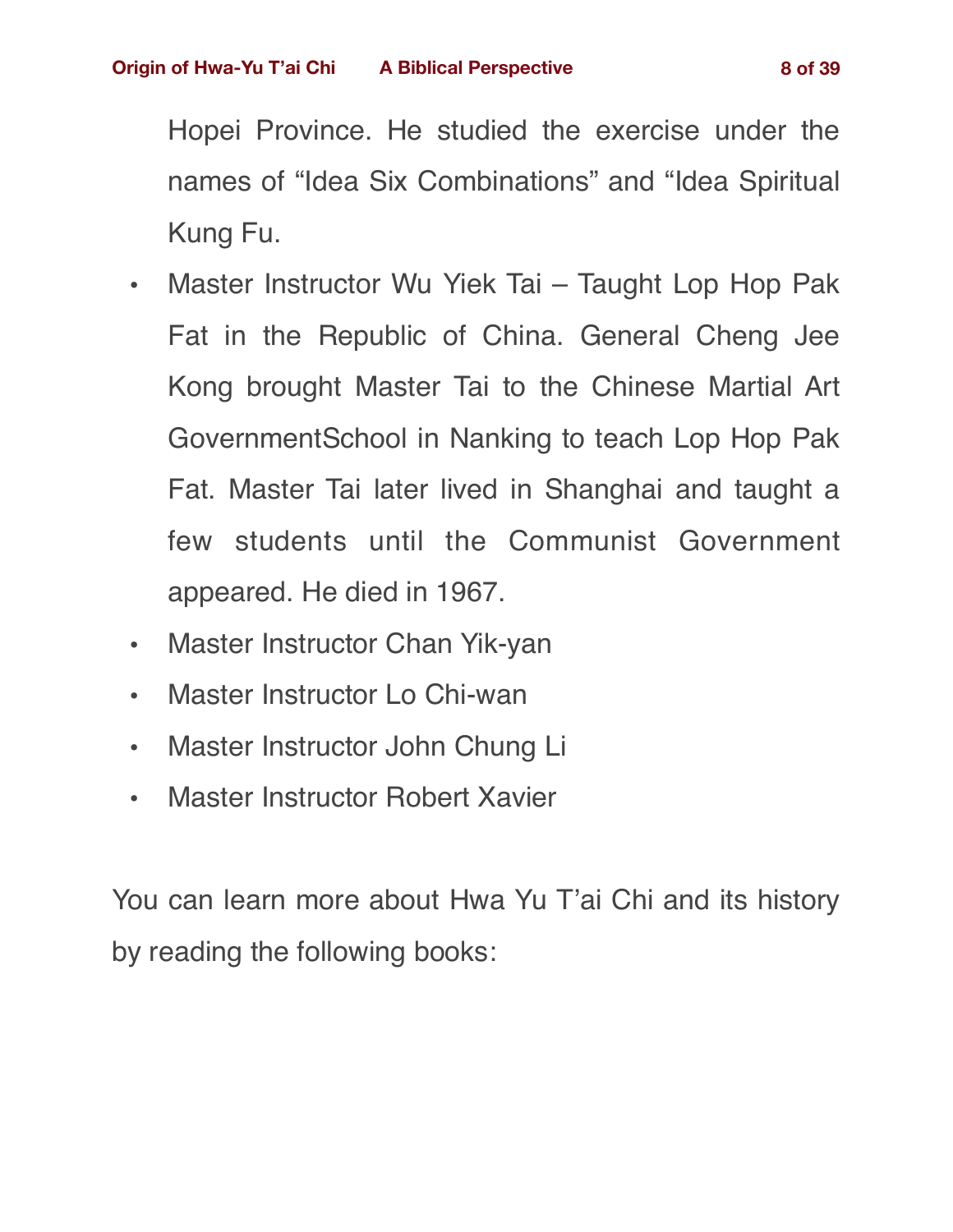Hopei Province. He studied the exercise under the names of "Idea Six Combinations" and "Idea Spiritual Kung Fu.

- Master Instructor Wu Yiek Tai – Taught Lop Hop Pak Fat in the Republic of China. General Cheng Jee Kong brought Master Tai to the Chinese Martial Art GovernmentSchool in Nanking to teach Lop Hop Pak Fat. Master Tai later lived in Shanghai and taught a few students until the Communist Government appeared. He died in 1967.
- Master Instructor Chan Yik-yan
- Master Instructor Lo Chi-wan
- Master Instructor John Chung Li
- Master Instructor Robert Xavier

You can learn more about Hwa Yu T'ai Chi and its history by reading the following books: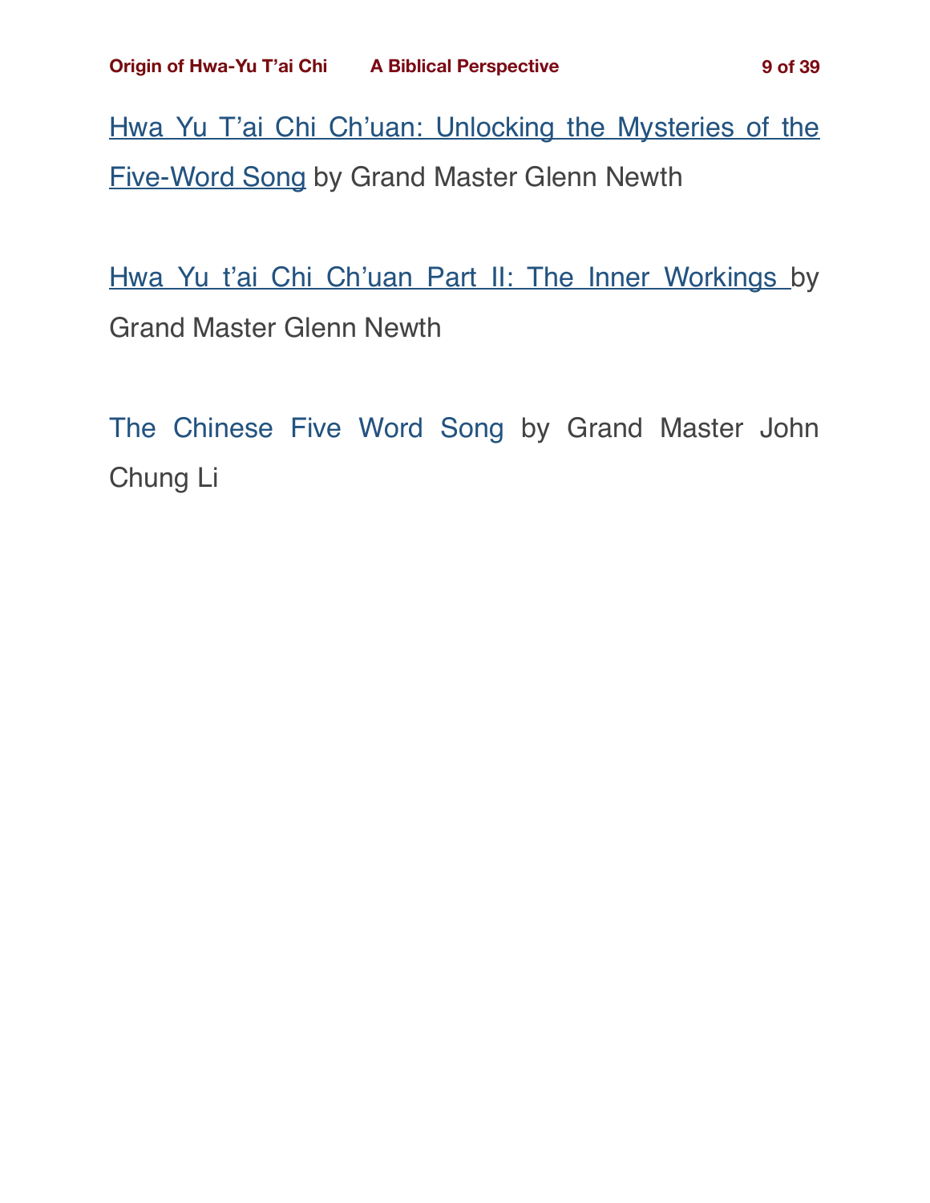Hwa Yu T'ai Chi Ch'uan: Unlocking the Mysteries of the Five-Word Song by Grand Master Glenn Newth

Hwa Yu t'ai Chi Ch'uan Part II: The Inner Workings by Grand Master Glenn Newth

The Chinese Five Word Song by Grand Master John Chung Li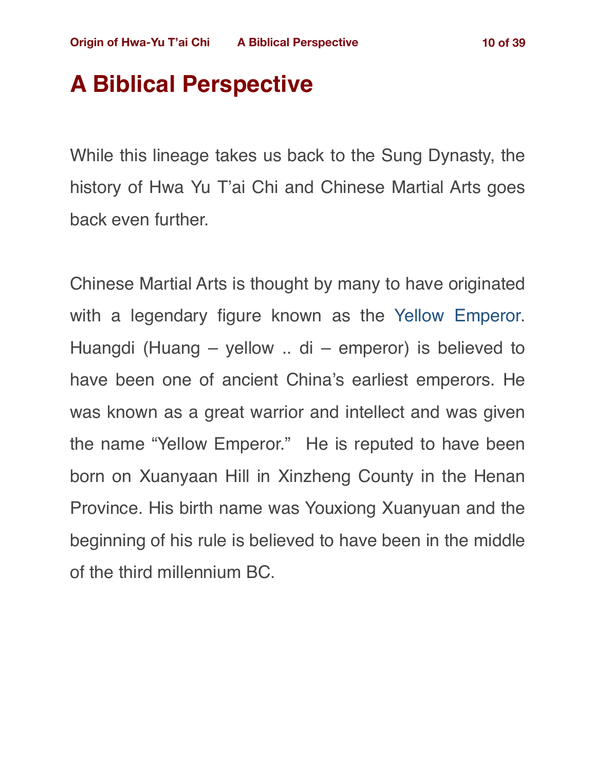# A Biblical Perspective

While this lineage takes us back to the Sung Dynasty, the history of Hwa Yu T'ai Chi and Chinese Martial Arts goes back even further.

Chinese Martial Arts is thought by many to have originated with a legendary figure known as the Yellow Emperor. Huangdi (Huang – yellow .. di – emperor) is believed to have been one of ancient China's earliest emperors. He was known as a great warrior and intellect and was given the name "Yellow Emperor." He is reputed to have been born on Xuanyaan Hill in Xinzheng County in the Henan Province. His birth name was Youxiong Xuanyuan and the beginning of his rule is believed to have been in the middle of the third millennium BC.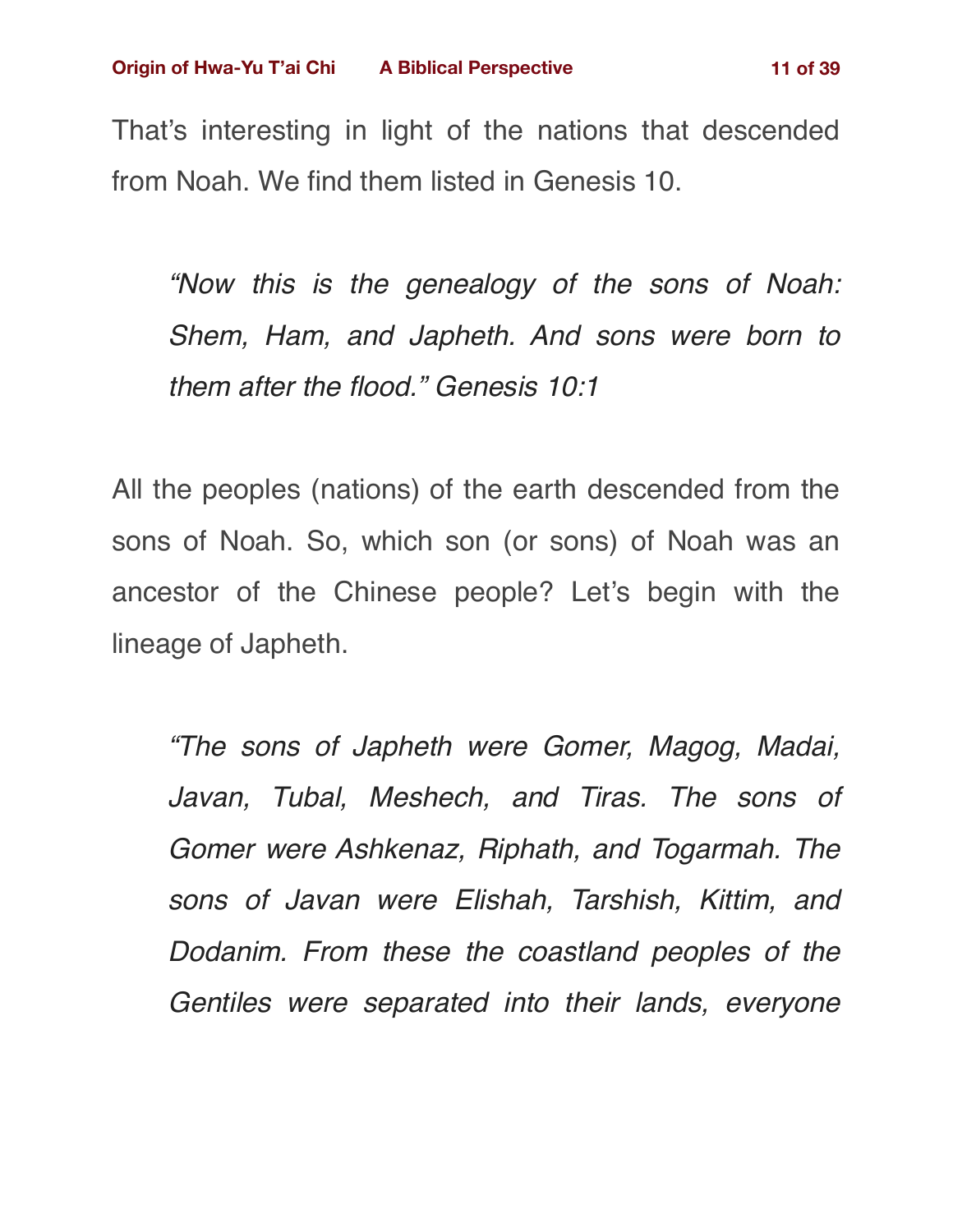That's interesting in light of the nations that descended from Noah. We find them listed in Genesis 10.

> *"Now this is the genealogy of the sons of Noah: Shem, Ham, and Japheth. And sons were born to them after the flood." Genesis 10:1*

All the peoples (nations) of the earth descended from the sons of Noah. So, which son (or sons) of Noah was an ancestor of the Chinese people? Let's begin with the lineage of Japheth.

> *"The sons of Japheth were Gomer, Magog, Madai, Javan, Tubal, Meshech, and Tiras. The sons of Gomer were Ashkenaz, Riphath, and Togarmah. The sons of Javan were Elishah, Tarshish, Kittim, and Dodanim. From these the coastland peoples of the Gentiles were separated into their lands, everyone*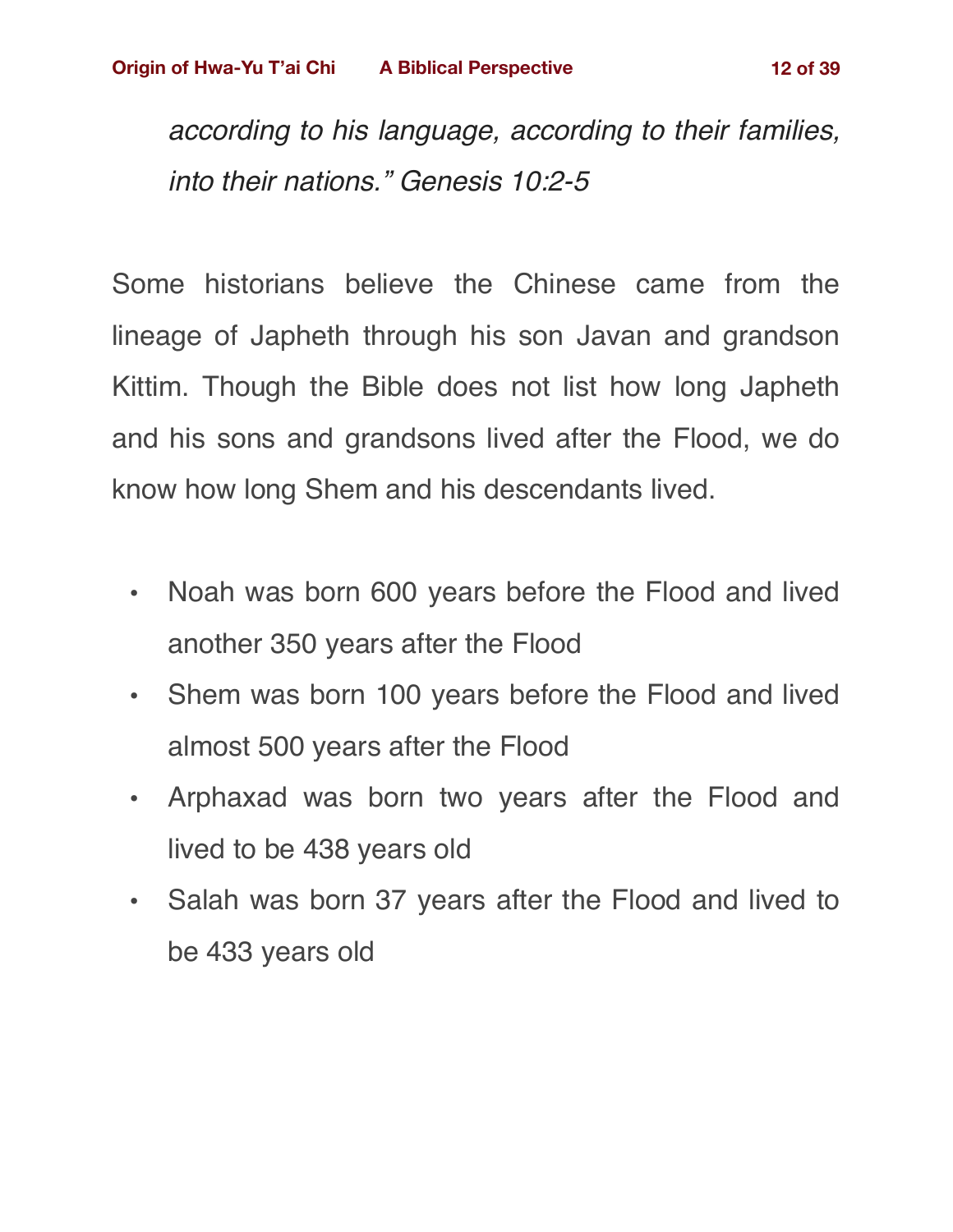> *according to his language, according to their families, into their nations." Genesis 10:2-5*

Some historians believe the Chinese came from the lineage of Japheth through his son Javan and grandson Kittim. Though the Bible does not list how long Japheth and his sons and grandsons lived after the Flood, we do know how long Shem and his descendants lived.

- Noah was born 600 years before the Flood and lived another 350 years after the Flood
- Shem was born 100 years before the Flood and lived almost 500 years after the Flood
- Arphaxad was born two years after the Flood and lived to be 438 years old
- Salah was born 37 years after the Flood and lived to be 433 years old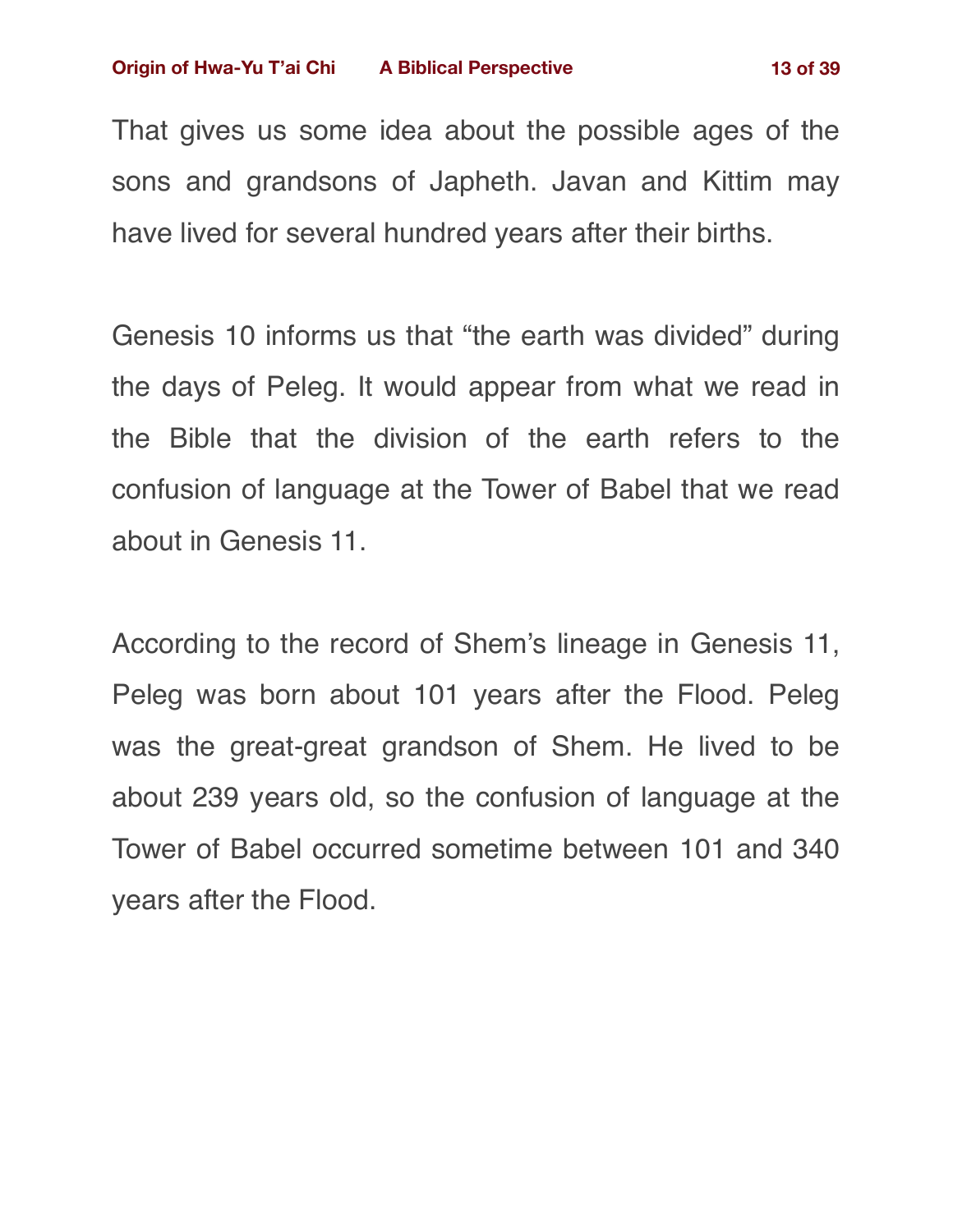That gives us some idea about the possible ages of the sons and grandsons of Japheth. Javan and Kittim may have lived for several hundred years after their births.

Genesis 10 informs us that “the earth was divided” during the days of Peleg. It would appear from what we read in the Bible that the division of the earth refers to the confusion of language at the Tower of Babel that we read about in Genesis 11.

According to the record of Shem’s lineage in Genesis 11, Peleg was born about 101 years after the Flood. Peleg was the great-great grandson of Shem. He lived to be about 239 years old, so the confusion of language at the Tower of Babel occurred sometime between 101 and 340 years after the Flood.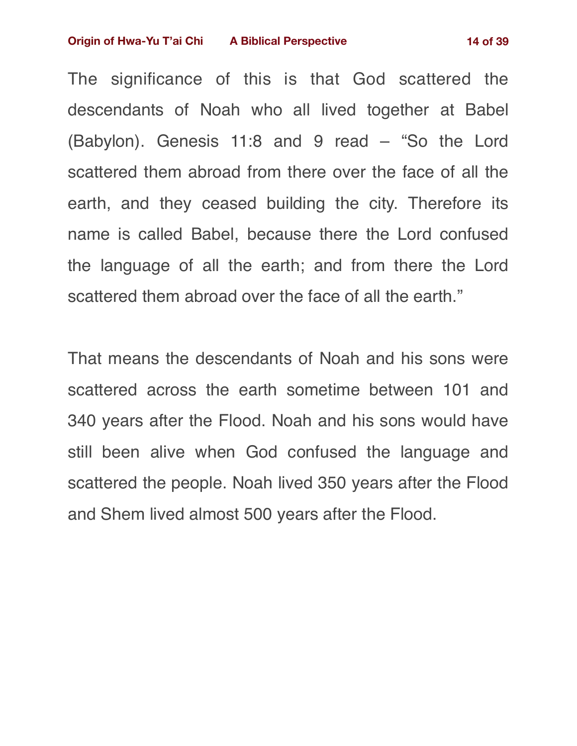The significance of this is that God scattered the descendants of Noah who all lived together at Babel (Babylon). Genesis 11:8 and 9 read – “So the Lord scattered them abroad from there over the face of all the earth, and they ceased building the city. Therefore its name is called Babel, because there the Lord confused the language of all the earth; and from there the Lord scattered them abroad over the face of all the earth.”

That means the descendants of Noah and his sons were scattered across the earth sometime between 101 and 340 years after the Flood. Noah and his sons would have still been alive when God confused the language and scattered the people. Noah lived 350 years after the Flood and Shem lived almost 500 years after the Flood.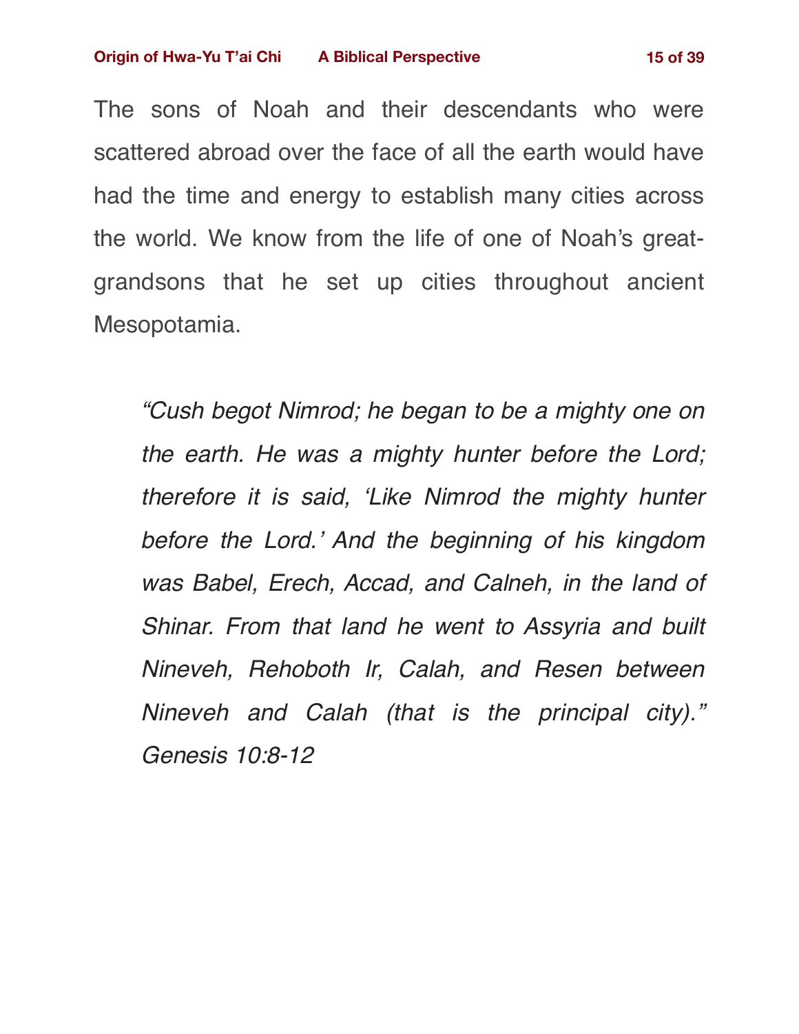The sons of Noah and their descendants who were scattered abroad over the face of all the earth would have had the time and energy to establish many cities across the world. We know from the life of one of Noah's great-grandsons that he set up cities throughout ancient Mesopotamia.

> *"Cush begot Nimrod; he began to be a mighty one on the earth. He was a mighty hunter before the Lord; therefore it is said, 'Like Nimrod the mighty hunter before the Lord.' And the beginning of his kingdom was Babel, Erech, Accad, and Calneh, in the land of Shinar. From that land he went to Assyria and built Nineveh, Rehoboth Ir, Calah, and Resen between Nineveh and Calah (that is the principal city)." Genesis 10:8-12*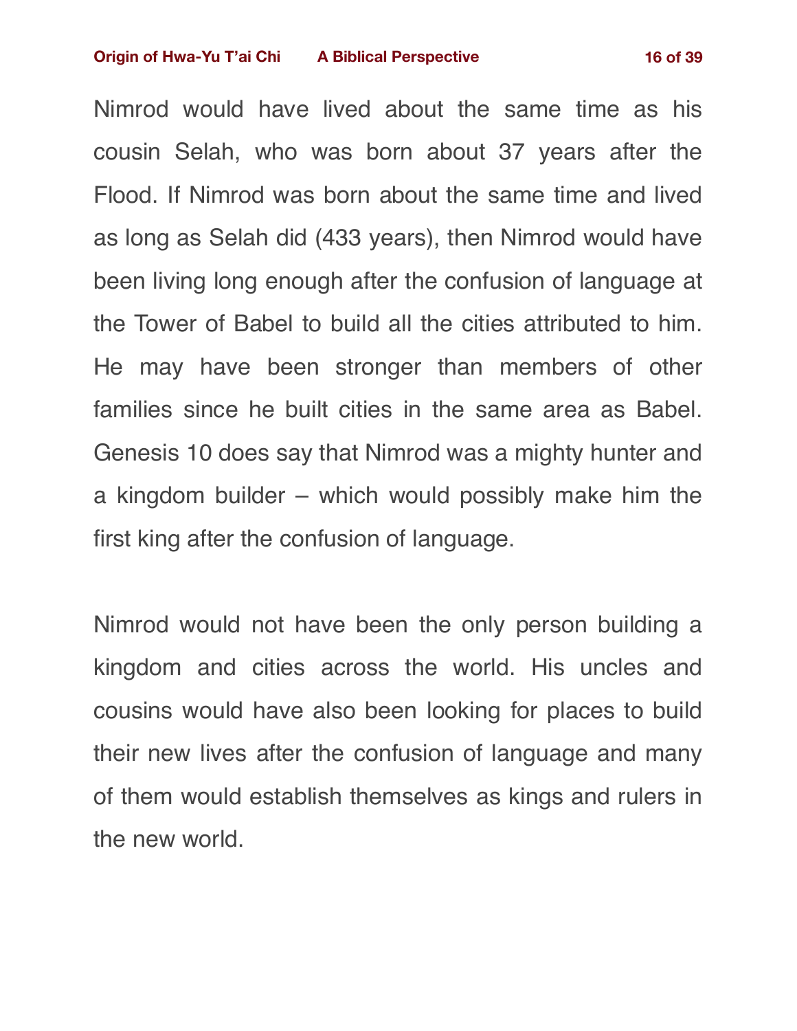Nimrod would have lived about the same time as his cousin Selah, who was born about 37 years after the Flood. If Nimrod was born about the same time and lived as long as Selah did (433 years), then Nimrod would have been living long enough after the confusion of language at the Tower of Babel to build all the cities attributed to him. He may have been stronger than members of other families since he built cities in the same area as Babel. Genesis 10 does say that Nimrod was a mighty hunter and a kingdom builder – which would possibly make him the first king after the confusion of language.

Nimrod would not have been the only person building a kingdom and cities across the world. His uncles and cousins would have also been looking for places to build their new lives after the confusion of language and many of them would establish themselves as kings and rulers in the new world.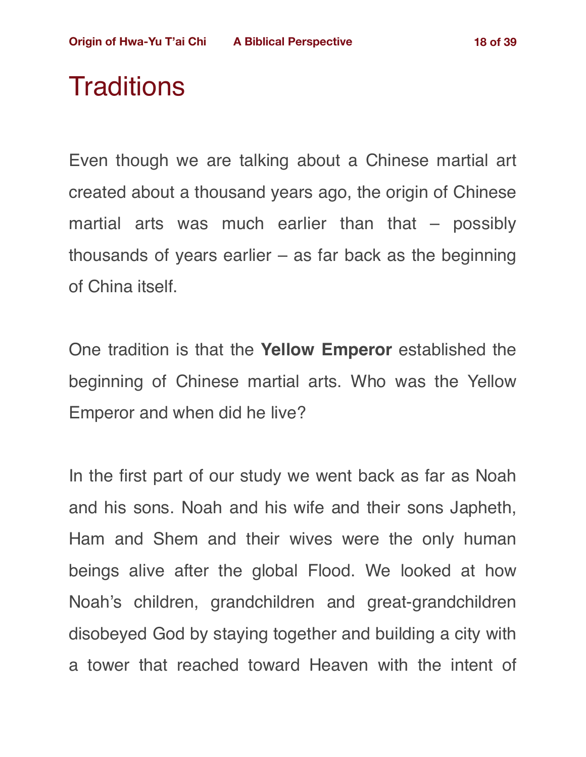# Traditions

Even though we are talking about a Chinese martial art created about a thousand years ago, the origin of Chinese martial arts was much earlier than that – possibly thousands of years earlier – as far back as the beginning of China itself.

One tradition is that the **Yellow Emperor** established the beginning of Chinese martial arts. Who was the Yellow Emperor and when did he live?

In the first part of our study we went back as far as Noah and his sons. Noah and his wife and their sons Japheth, Ham and Shem and their wives were the only human beings alive after the global Flood. We looked at how Noah's children, grandchildren and great-grandchildren disobeyed God by staying together and building a city with a tower that reached toward Heaven with the intent of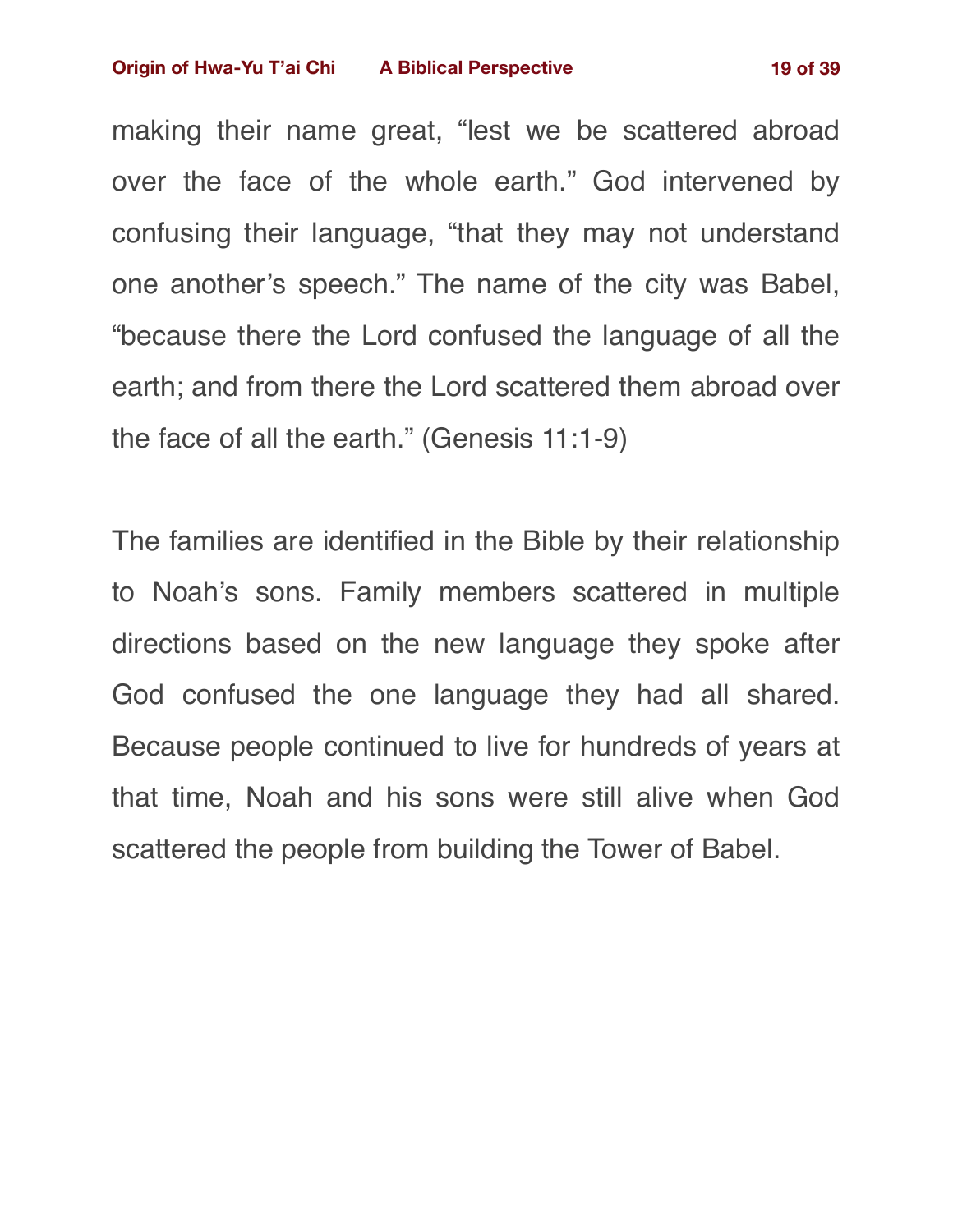making their name great, “lest we be scattered abroad over the face of the whole earth.” God intervened by confusing their language, “that they may not understand one another’s speech.” The name of the city was Babel, “because there the Lord confused the language of all the earth; and from there the Lord scattered them abroad over the face of all the earth.” (Genesis 11:1-9)

The families are identified in the Bible by their relationship to Noah’s sons. Family members scattered in multiple directions based on the new language they spoke after God confused the one language they had all shared. Because people continued to live for hundreds of years at that time, Noah and his sons were still alive when God scattered the people from building the Tower of Babel.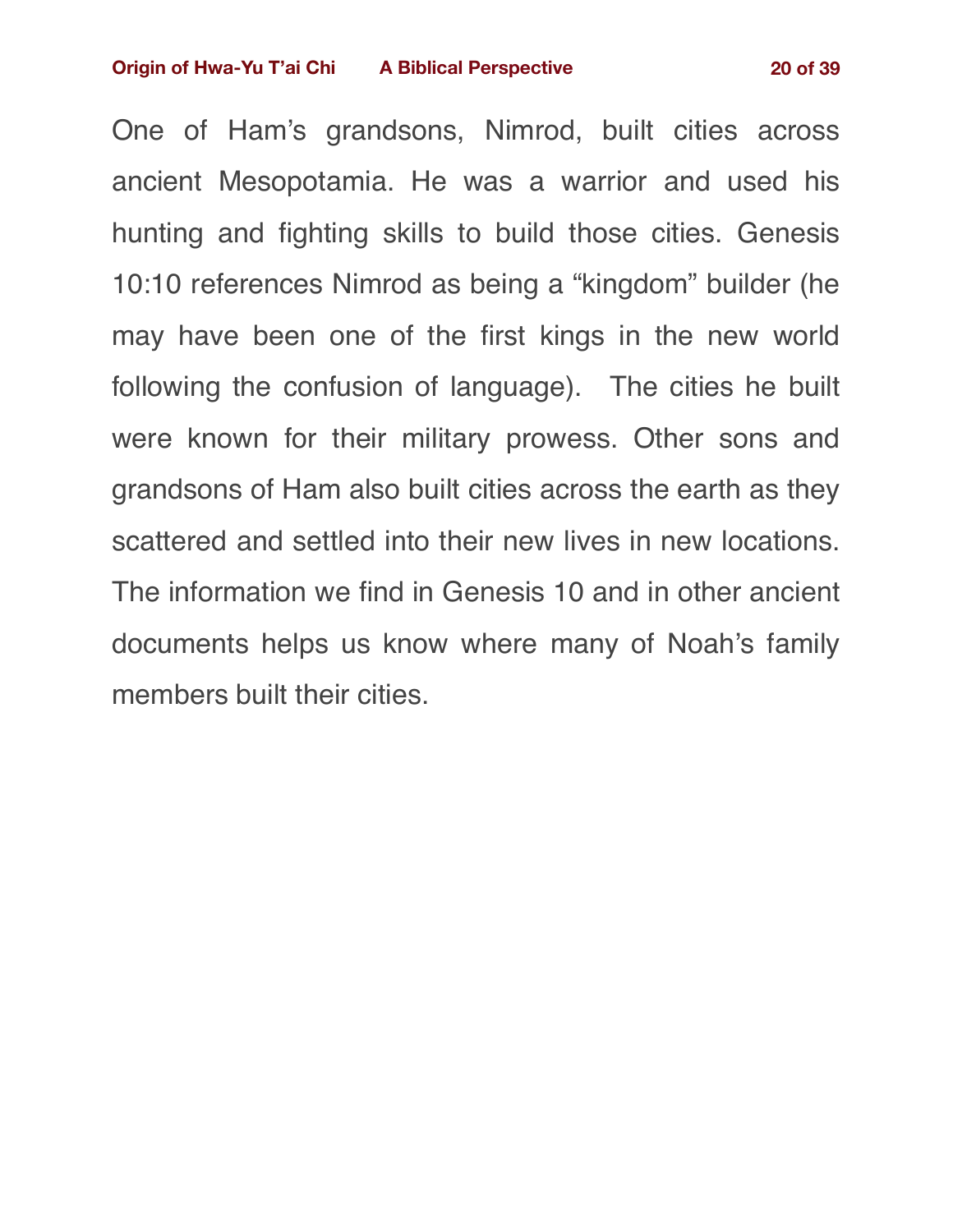One of Ham's grandsons, Nimrod, built cities across ancient Mesopotamia. He was a warrior and used his hunting and fighting skills to build those cities. Genesis 10:10 references Nimrod as being a "kingdom" builder (he may have been one of the first kings in the new world following the confusion of language). The cities he built were known for their military prowess. Other sons and grandsons of Ham also built cities across the earth as they scattered and settled into their new lives in new locations. The information we find in Genesis 10 and in other ancient documents helps us know where many of Noah's family members built their cities.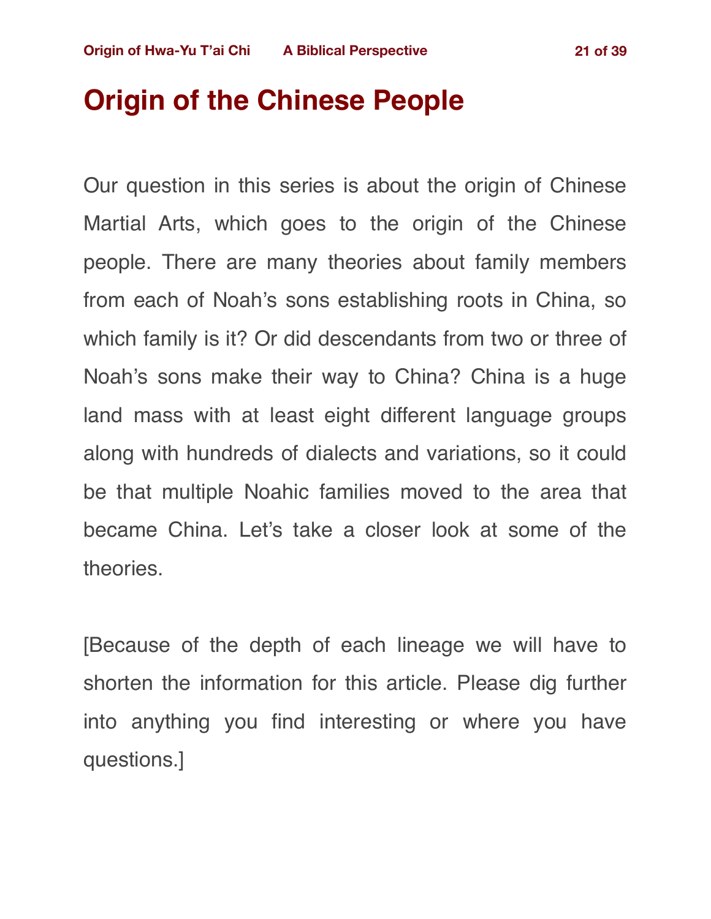# Origin of the Chinese People

Our question in this series is about the origin of Chinese Martial Arts, which goes to the origin of the Chinese people. There are many theories about family members from each of Noah's sons establishing roots in China, so which family is it? Or did descendants from two or three of Noah's sons make their way to China? China is a huge land mass with at least eight different language groups along with hundreds of dialects and variations, so it could be that multiple Noahic families moved to the area that became China. Let's take a closer look at some of the theories.

[Because of the depth of each lineage we will have to shorten the information for this article. Please dig further into anything you find interesting or where you have questions.]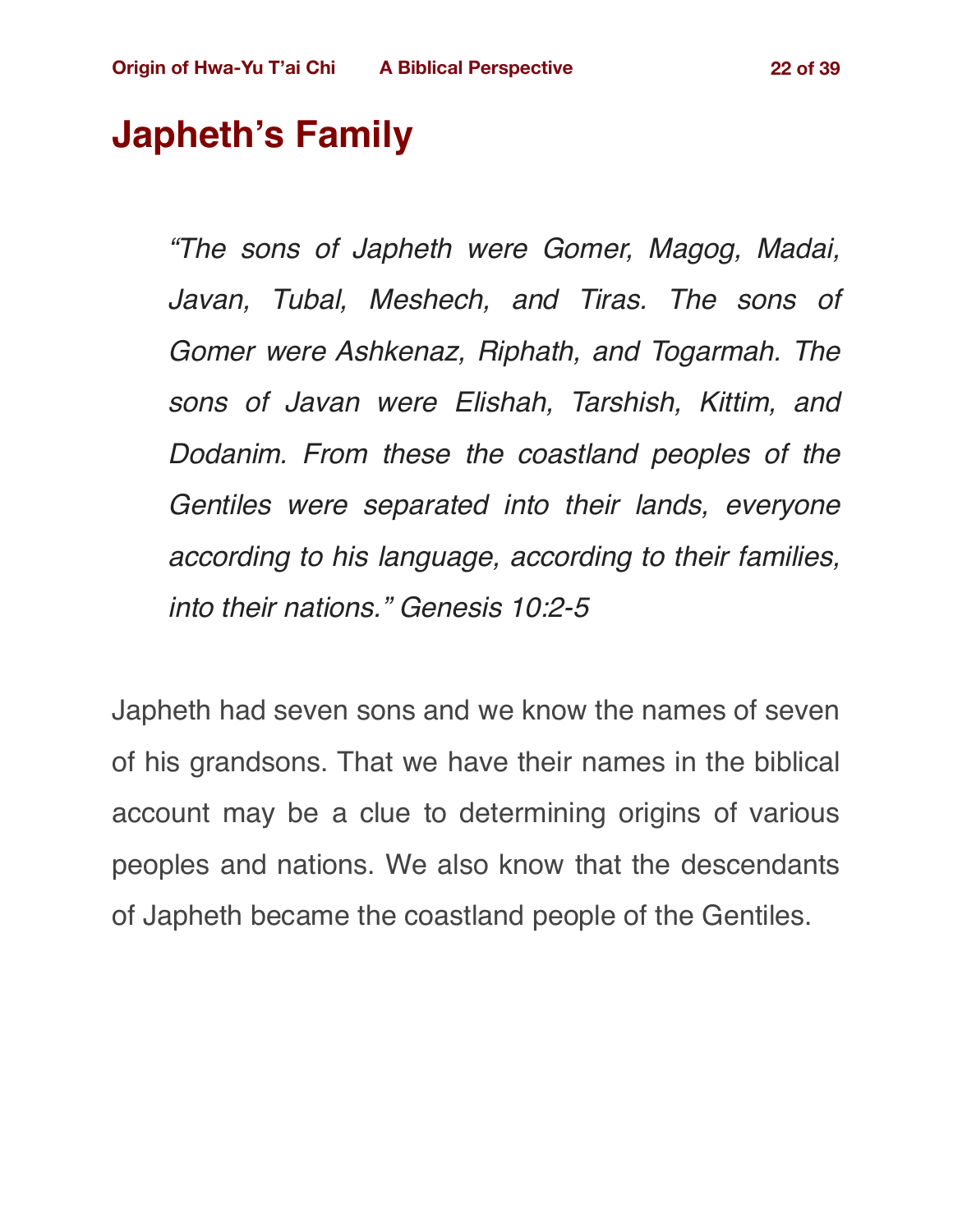# Japheth's Family

> *"The sons of Japheth were Gomer, Magog, Madai, Javan, Tubal, Meshech, and Tiras. The sons of Gomer were Ashkenaz, Riphath, and Togarmah. The sons of Javan were Elishah, Tarshish, Kittim, and Dodanim. From these the coastland peoples of the Gentiles were separated into their lands, everyone according to his language, according to their families, into their nations." Genesis 10:2-5*

Japheth had seven sons and we know the names of seven of his grandsons. That we have their names in the biblical account may be a clue to determining origins of various peoples and nations. We also know that the descendants of Japheth became the coastland people of the Gentiles.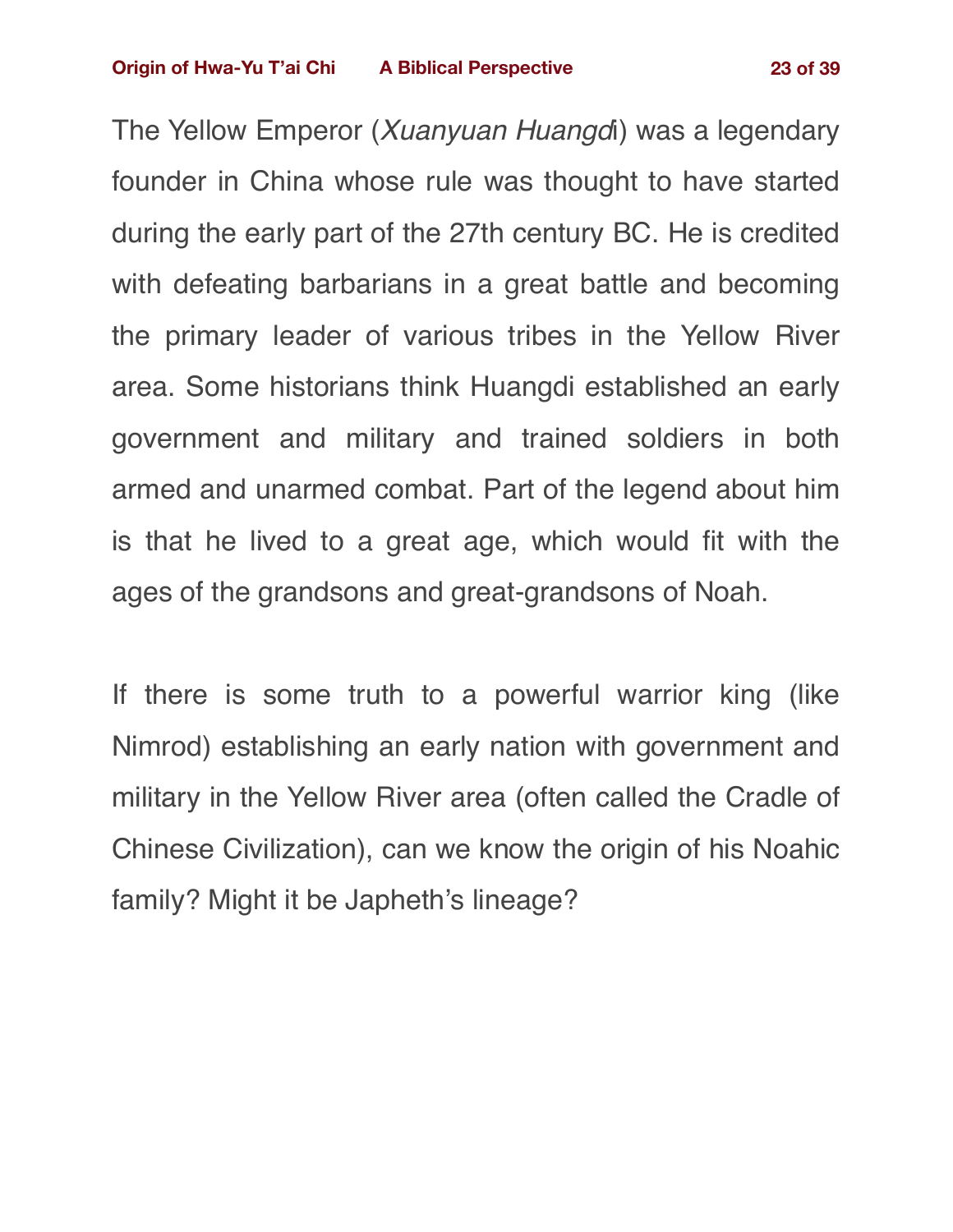The Yellow Emperor (*Xuanyuan Huangdi*) was a legendary founder in China whose rule was thought to have started during the early part of the 27th century BC. He is credited with defeating barbarians in a great battle and becoming the primary leader of various tribes in the Yellow River area. Some historians think Huangdi established an early government and military and trained soldiers in both armed and unarmed combat. Part of the legend about him is that he lived to a great age, which would fit with the ages of the grandsons and great-grandsons of Noah.

If there is some truth to a powerful warrior king (like Nimrod) establishing an early nation with government and military in the Yellow River area (often called the Cradle of Chinese Civilization), can we know the origin of his Noahic family? Might it be Japheth's lineage?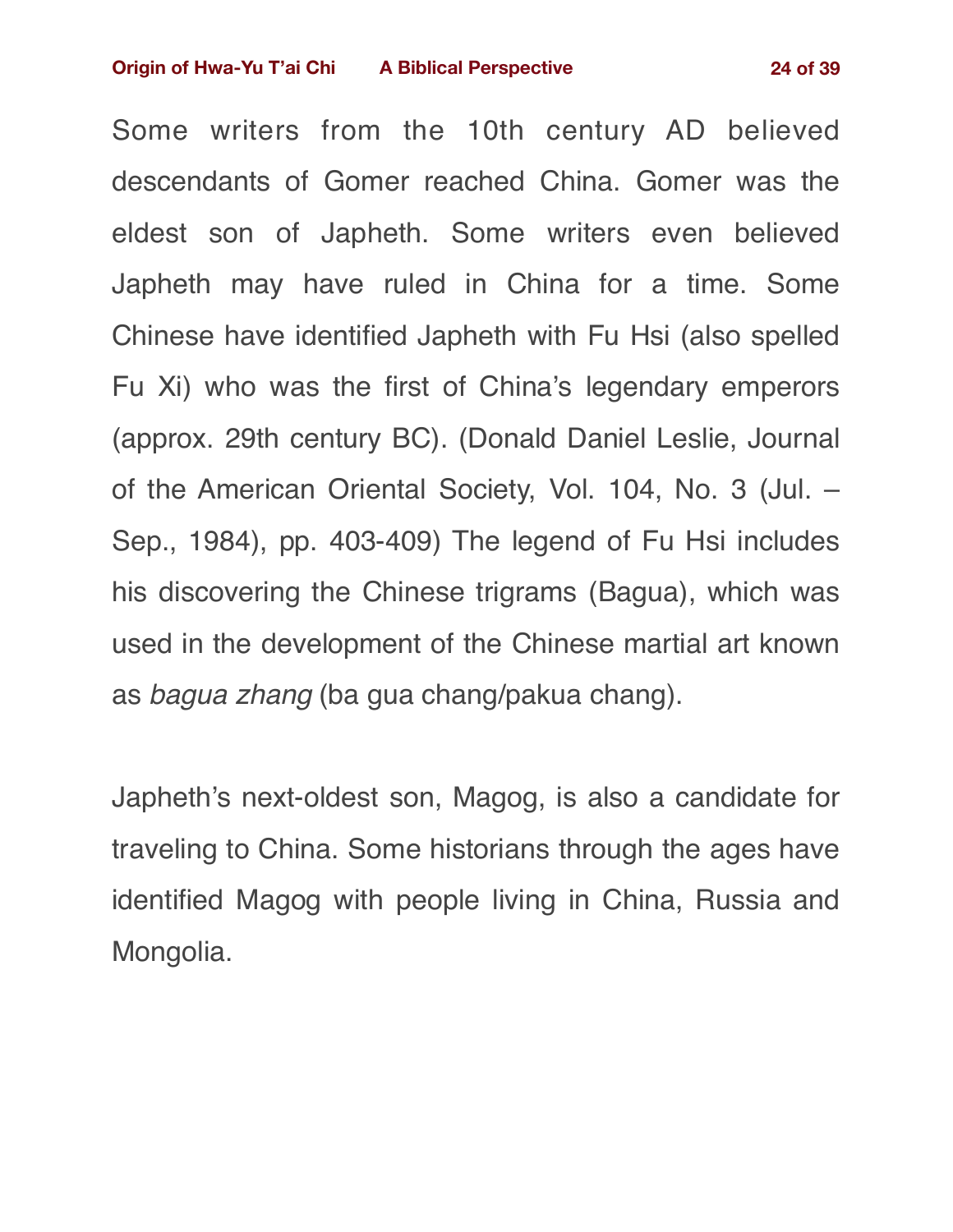Some writers from the 10th century AD believed descendants of Gomer reached China. Gomer was the eldest son of Japheth. Some writers even believed Japheth may have ruled in China for a time. Some Chinese have identified Japheth with Fu Hsi (also spelled Fu Xi) who was the first of China's legendary emperors (approx. 29th century BC). (Donald Daniel Leslie, Journal of the American Oriental Society, Vol. 104, No. 3 (Jul. – Sep., 1984), pp. 403-409) The legend of Fu Hsi includes his discovering the Chinese trigrams (Bagua), which was used in the development of the Chinese martial art known as *bagua zhang* (ba gua chang/pakua chang).

Japheth's next-oldest son, Magog, is also a candidate for traveling to China. Some historians through the ages have identified Magog with people living in China, Russia and Mongolia.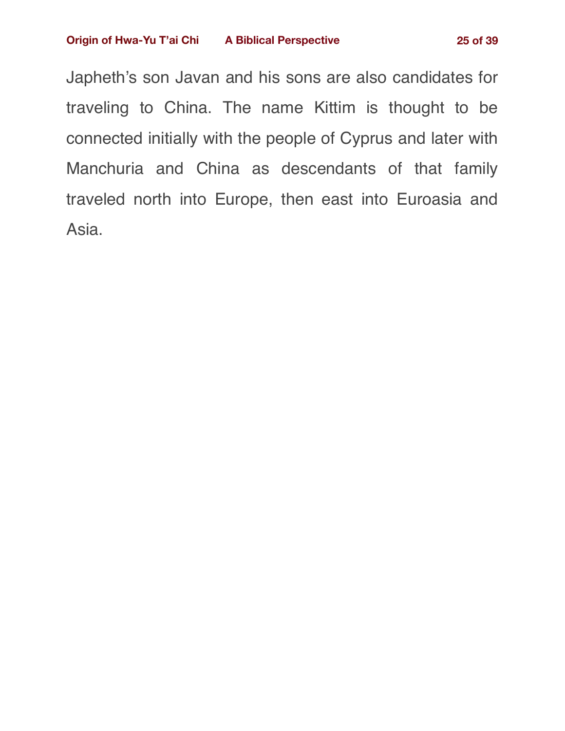Japheth's son Javan and his sons are also candidates for traveling to China. The name Kittim is thought to be connected initially with the people of Cyprus and later with Manchuria and China as descendants of that family traveled north into Europe, then east into Euroasia and Asia.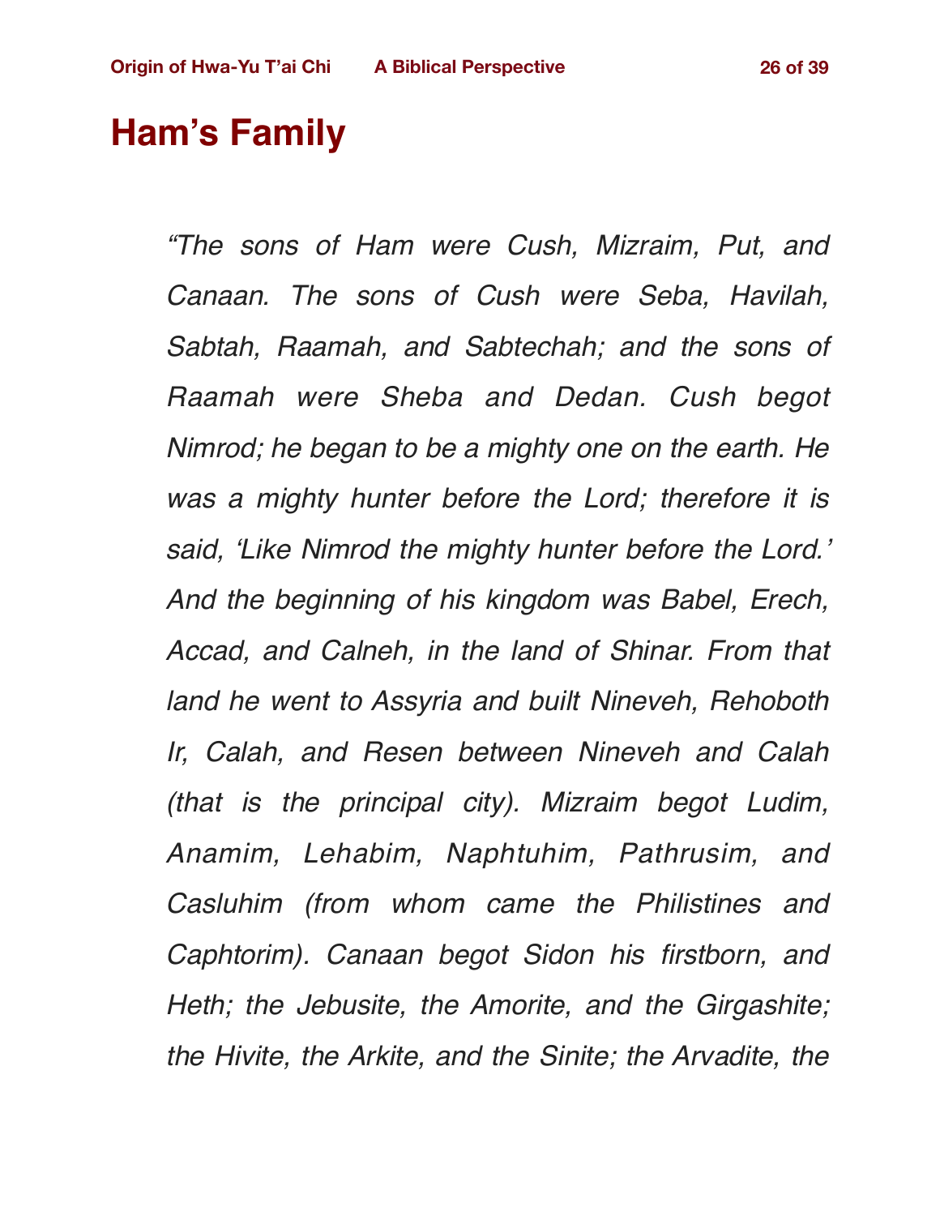# Ham's Family

*"The sons of Ham were Cush, Mizraim, Put, and Canaan. The sons of Cush were Seba, Havilah, Sabtah, Raamah, and Sabtechah; and the sons of Raamah were Sheba and Dedan. Cush begot Nimrod; he began to be a mighty one on the earth. He was a mighty hunter before the Lord; therefore it is said, 'Like Nimrod the mighty hunter before the Lord.' And the beginning of his kingdom was Babel, Erech, Accad, and Calneh, in the land of Shinar. From that land he went to Assyria and built Nineveh, Rehoboth Ir, Calah, and Resen between Nineveh and Calah (that is the principal city). Mizraim begot Ludim, Anamim, Lehabim, Naphtuhim, Pathrusim, and Casluhim (from whom came the Philistines and Caphtorim). Canaan begot Sidon his firstborn, and Heth; the Jebusite, the Amorite, and the Girgashite; the Hivite, the Arkite, and the Sinite; the Arvadite, the*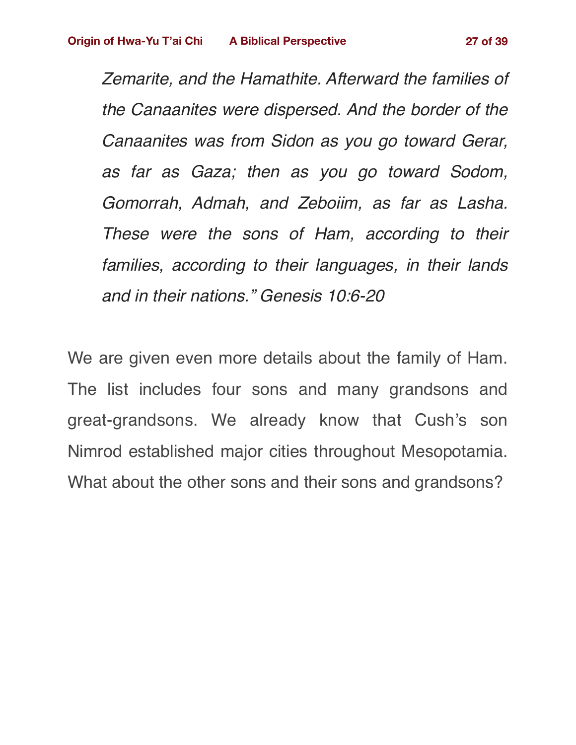> *Zemarite, and the Hamathite. Afterward the families of the Canaanites were dispersed. And the border of the Canaanites was from Sidon as you go toward Gerar, as far as Gaza; then as you go toward Sodom, Gomorrah, Admah, and Zeboiim, as far as Lasha. These were the sons of Ham, according to their families, according to their languages, in their lands and in their nations." Genesis 10:6-20*

We are given even more details about the family of Ham. The list includes four sons and many grandsons and great-grandsons. We already know that Cush's son Nimrod established major cities throughout Mesopotamia. What about the other sons and their sons and grandsons?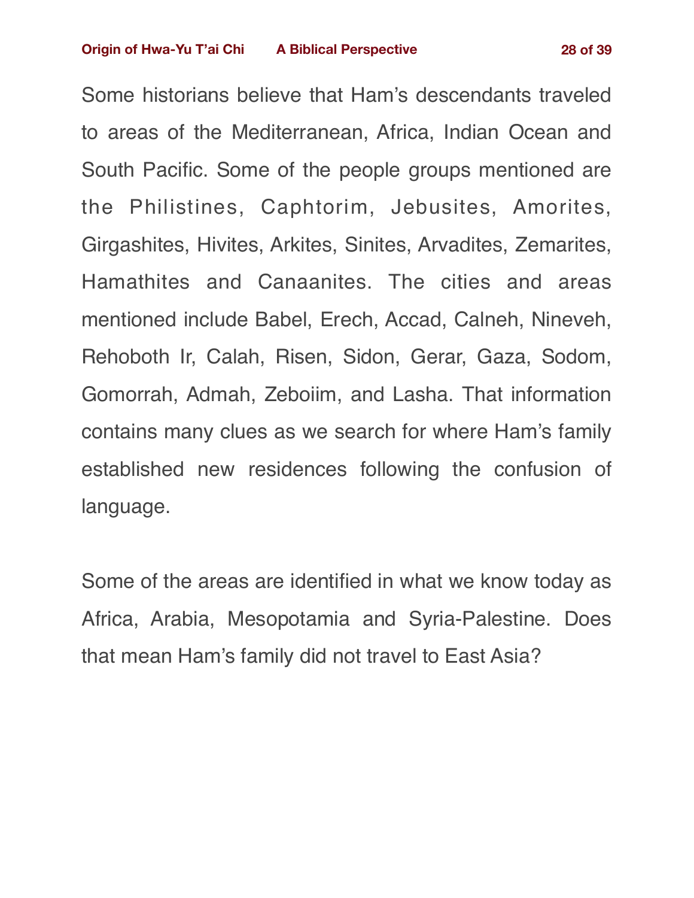Some historians believe that Ham's descendants traveled to areas of the Mediterranean, Africa, Indian Ocean and South Pacific. Some of the people groups mentioned are the Philistines, Caphtorim, Jebusites, Amorites, Girgashites, Hivites, Arkites, Sinites, Arvadites, Zemarites, Hamathites and Canaanites. The cities and areas mentioned include Babel, Erech, Accad, Calneh, Nineveh, Rehoboth Ir, Calah, Risen, Sidon, Gerar, Gaza, Sodom, Gomorrah, Admah, Zeboiim, and Lasha. That information contains many clues as we search for where Ham's family established new residences following the confusion of language.

Some of the areas are identified in what we know today as Africa, Arabia, Mesopotamia and Syria-Palestine. Does that mean Ham's family did not travel to East Asia?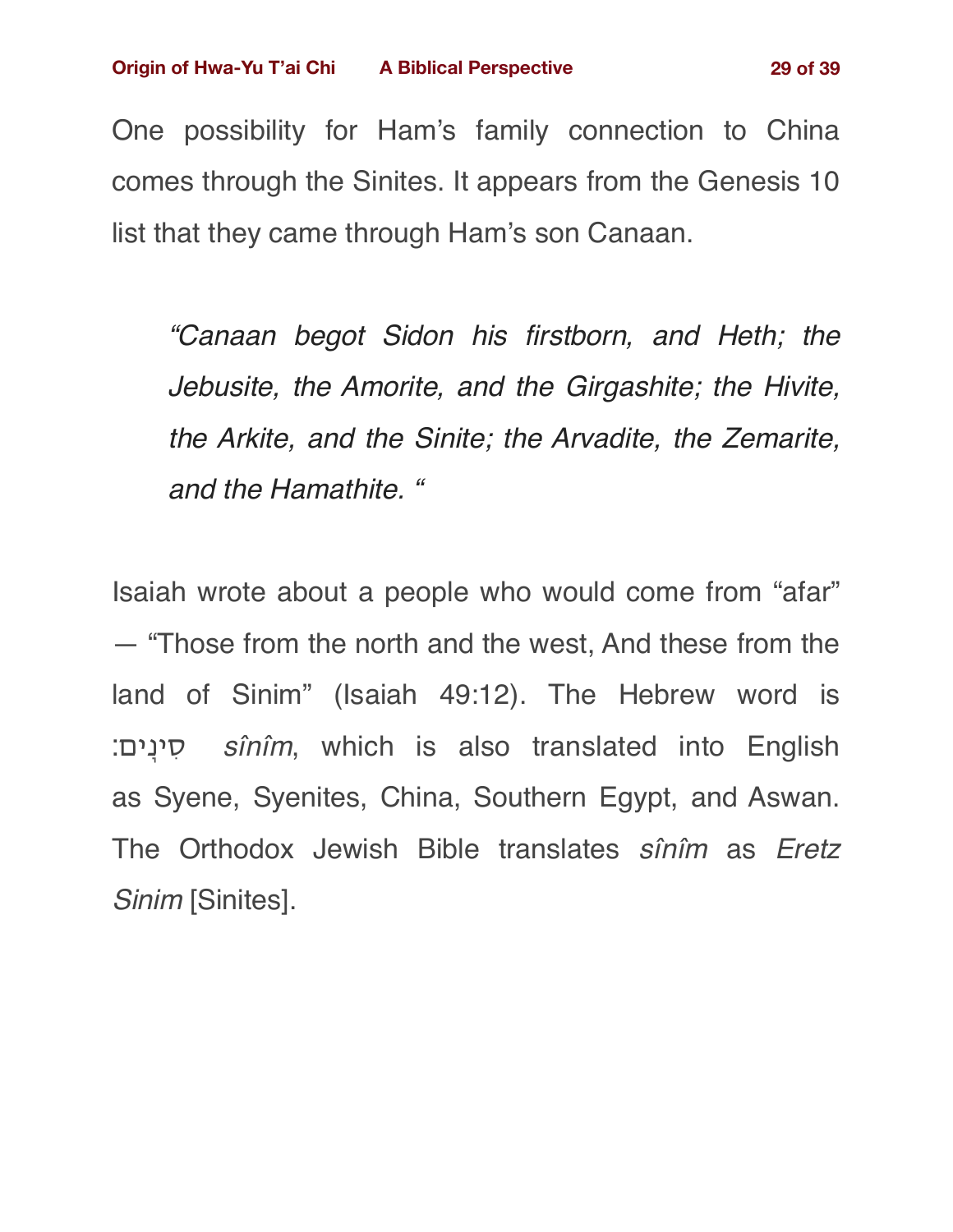One possibility for Ham's family connection to China comes through the Sinites. It appears from the Genesis 10 list that they came through Ham's son Canaan.

> *"Canaan begot Sidon his firstborn, and Heth; the Jebusite, the Amorite, and the Girgashite; the Hivite, the Arkite, and the Sinite; the Arvadite, the Zemarite, and the Hamathite. "*

Isaiah wrote about a people who would come from "afar" — "Those from the north and the west, And these from the land of Sinim" (Isaiah 49:12). The Hebrew word is סִינָֽים: *sînîm*, which is also translated into English as Syene, Syenites, China, Southern Egypt, and Aswan. The Orthodox Jewish Bible translates *sînîm* as *Eretz Sinim* [Sinites].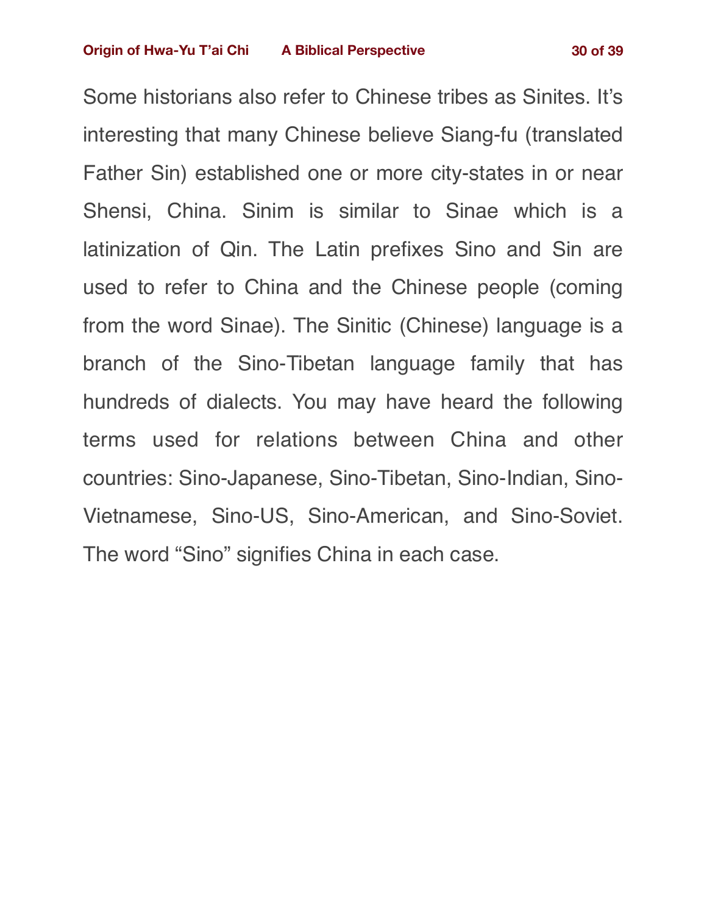Some historians also refer to Chinese tribes as Sinites. It's interesting that many Chinese believe Siang-fu (translated Father Sin) established one or more city-states in or near Shensi, China. Sinim is similar to Sinae which is a latinization of Qin. The Latin prefixes Sino and Sin are used to refer to China and the Chinese people (coming from the word Sinae). The Sinitic (Chinese) language is a branch of the Sino-Tibetan language family that has hundreds of dialects. You may have heard the following terms used for relations between China and other countries: Sino-Japanese, Sino-Tibetan, Sino-Indian, Sino-Vietnamese, Sino-US, Sino-American, and Sino-Soviet. The word "Sino" signifies China in each case.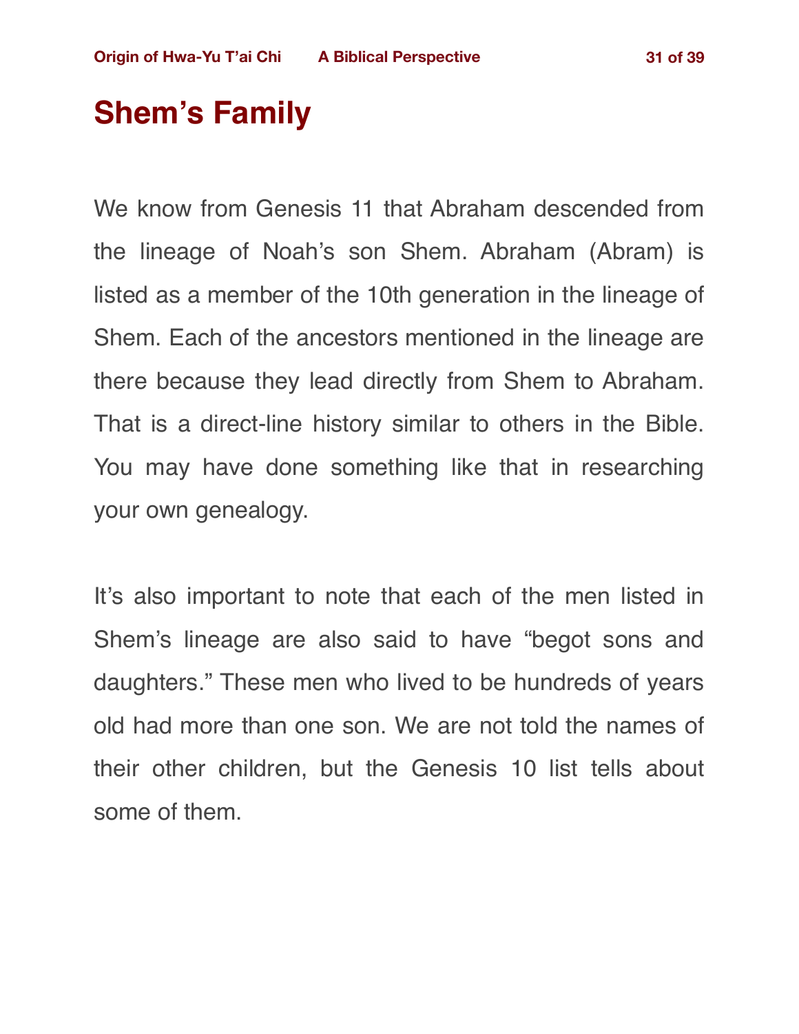# Shem's Family

We know from Genesis 11 that Abraham descended from the lineage of Noah's son Shem. Abraham (Abram) is listed as a member of the 10th generation in the lineage of Shem. Each of the ancestors mentioned in the lineage are there because they lead directly from Shem to Abraham. That is a direct-line history similar to others in the Bible. You may have done something like that in researching your own genealogy.

It's also important to note that each of the men listed in Shem's lineage are also said to have "begot sons and daughters." These men who lived to be hundreds of years old had more than one son. We are not told the names of their other children, but the Genesis 10 list tells about some of them.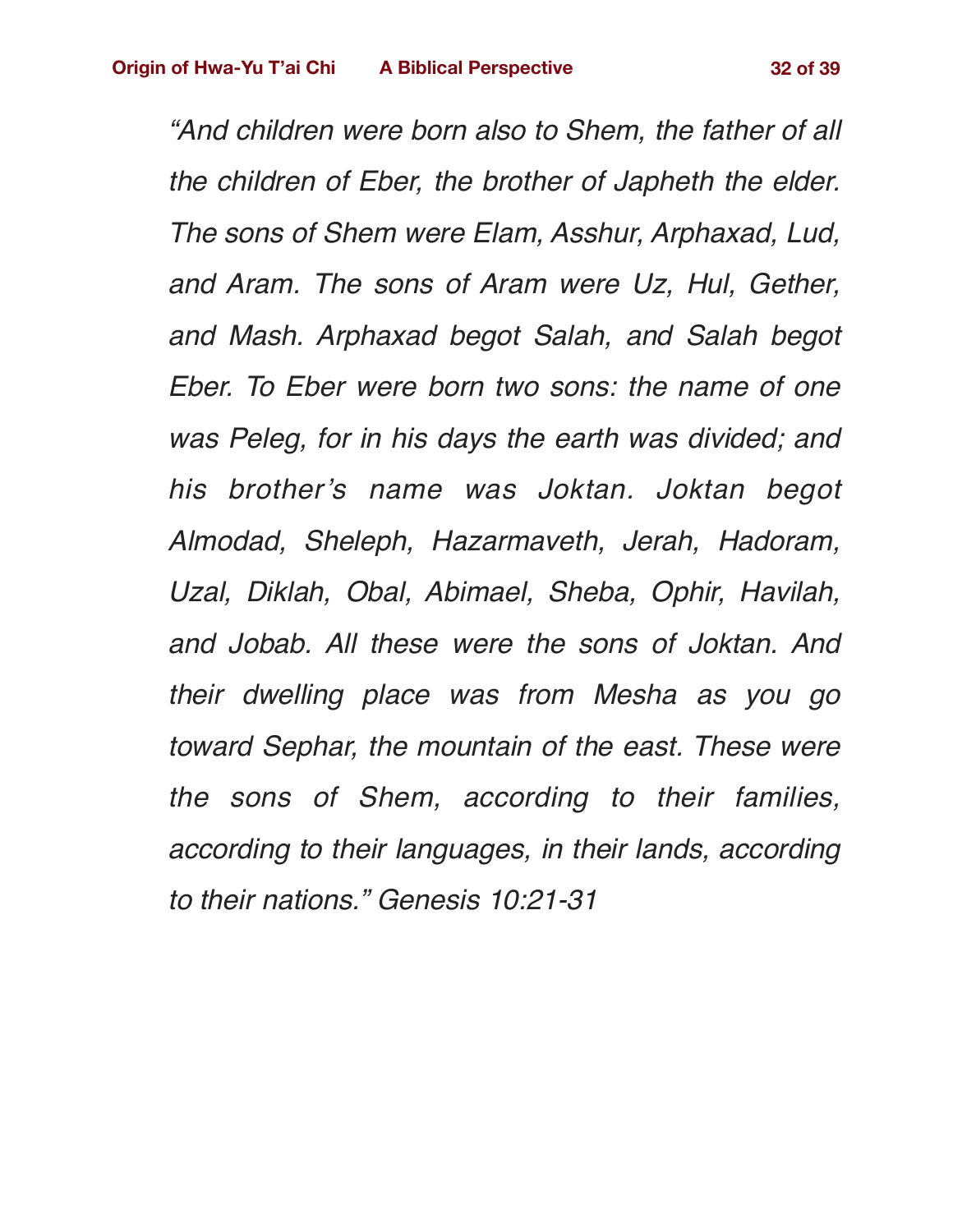*“And children were born also to Shem, the father of all the children of Eber, the brother of Japheth the elder. The sons of Shem were Elam, Asshur, Arphaxad, Lud, and Aram. The sons of Aram were Uz, Hul, Gether, and Mash. Arphaxad begot Salah, and Salah begot Eber. To Eber were born two sons: the name of one was Peleg, for in his days the earth was divided; and his brother’s name was Joktan. Joktan begot Almodad, Sheleph, Hazarmaveth, Jerah, Hadoram, Uzal, Diklah, Obal, Abimael, Sheba, Ophir, Havilah, and Jobab. All these were the sons of Joktan. And their dwelling place was from Mesha as you go toward Sephar, the mountain of the east. These were the sons of Shem, according to their families, according to their languages, in their lands, according to their nations.” Genesis 10:21-31*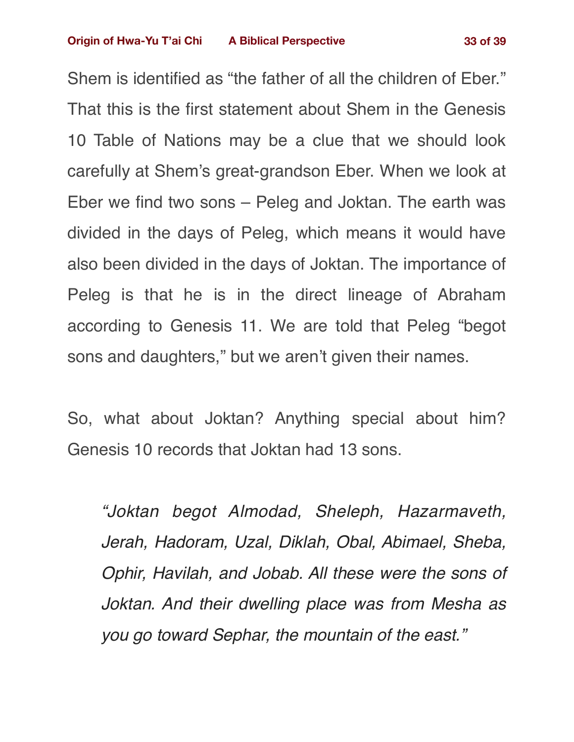Shem is identified as "the father of all the children of Eber." That this is the first statement about Shem in the Genesis 10 Table of Nations may be a clue that we should look carefully at Shem's great-grandson Eber. When we look at Eber we find two sons – Peleg and Joktan. The earth was divided in the days of Peleg, which means it would have also been divided in the days of Joktan. The importance of Peleg is that he is in the direct lineage of Abraham according to Genesis 11. We are told that Peleg "begot sons and daughters," but we aren't given their names.

So, what about Joktan? Anything special about him? Genesis 10 records that Joktan had 13 sons.

> *"Joktan begot Almodad, Sheleph, Hazarmaveth, Jerah, Hadoram, Uzal, Diklah, Obal, Abimael, Sheba, Ophir, Havilah, and Jobab. All these were the sons of Joktan. And their dwelling place was from Mesha as you go toward Sephar, the mountain of the east."*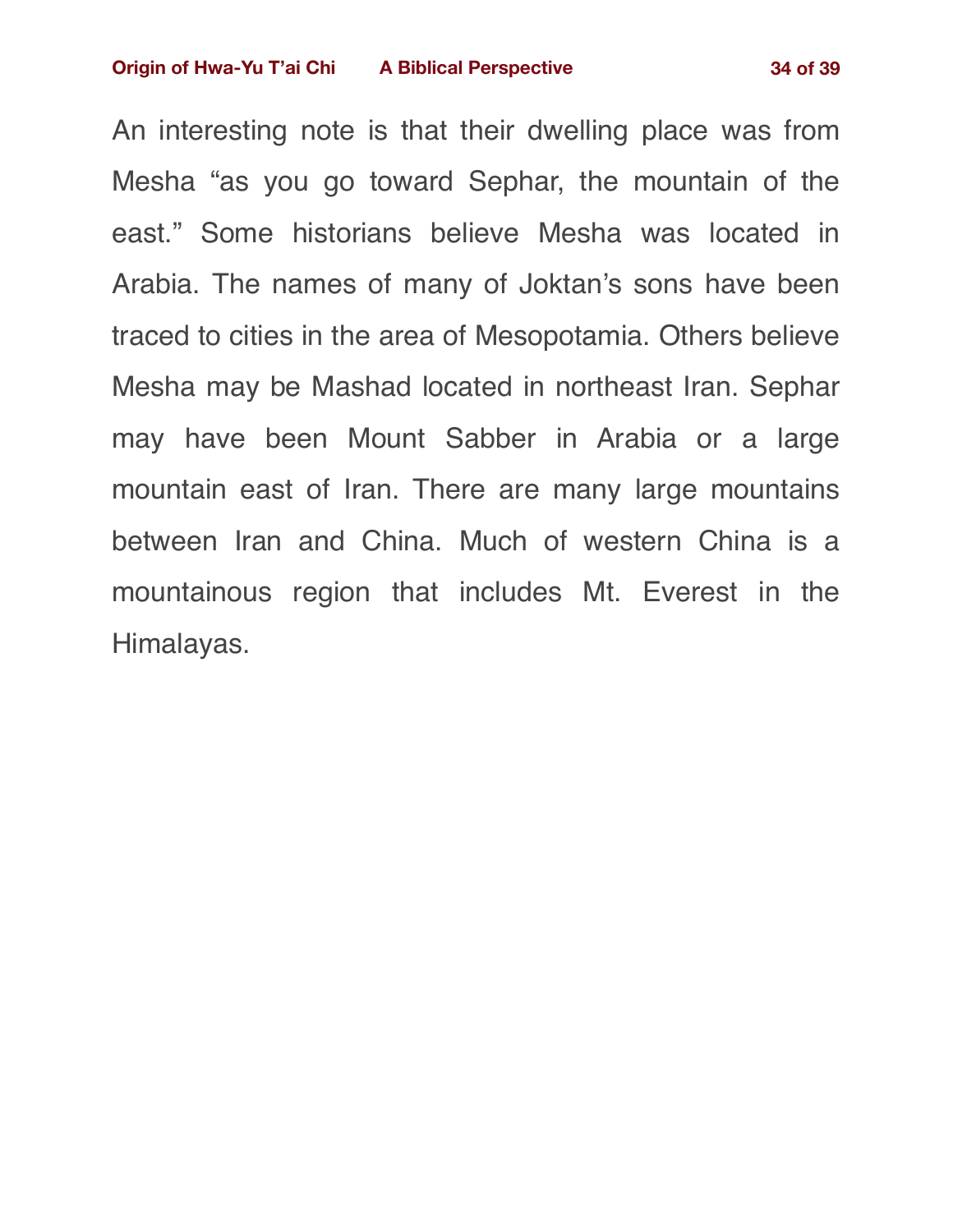An interesting note is that their dwelling place was from Mesha “as you go toward Sephar, the mountain of the east.” Some historians believe Mesha was located in Arabia. The names of many of Joktan’s sons have been traced to cities in the area of Mesopotamia. Others believe Mesha may be Mashad located in northeast Iran. Sephar may have been Mount Sabber in Arabia or a large mountain east of Iran. There are many large mountains between Iran and China. Much of western China is a mountainous region that includes Mt. Everest in the Himalayas.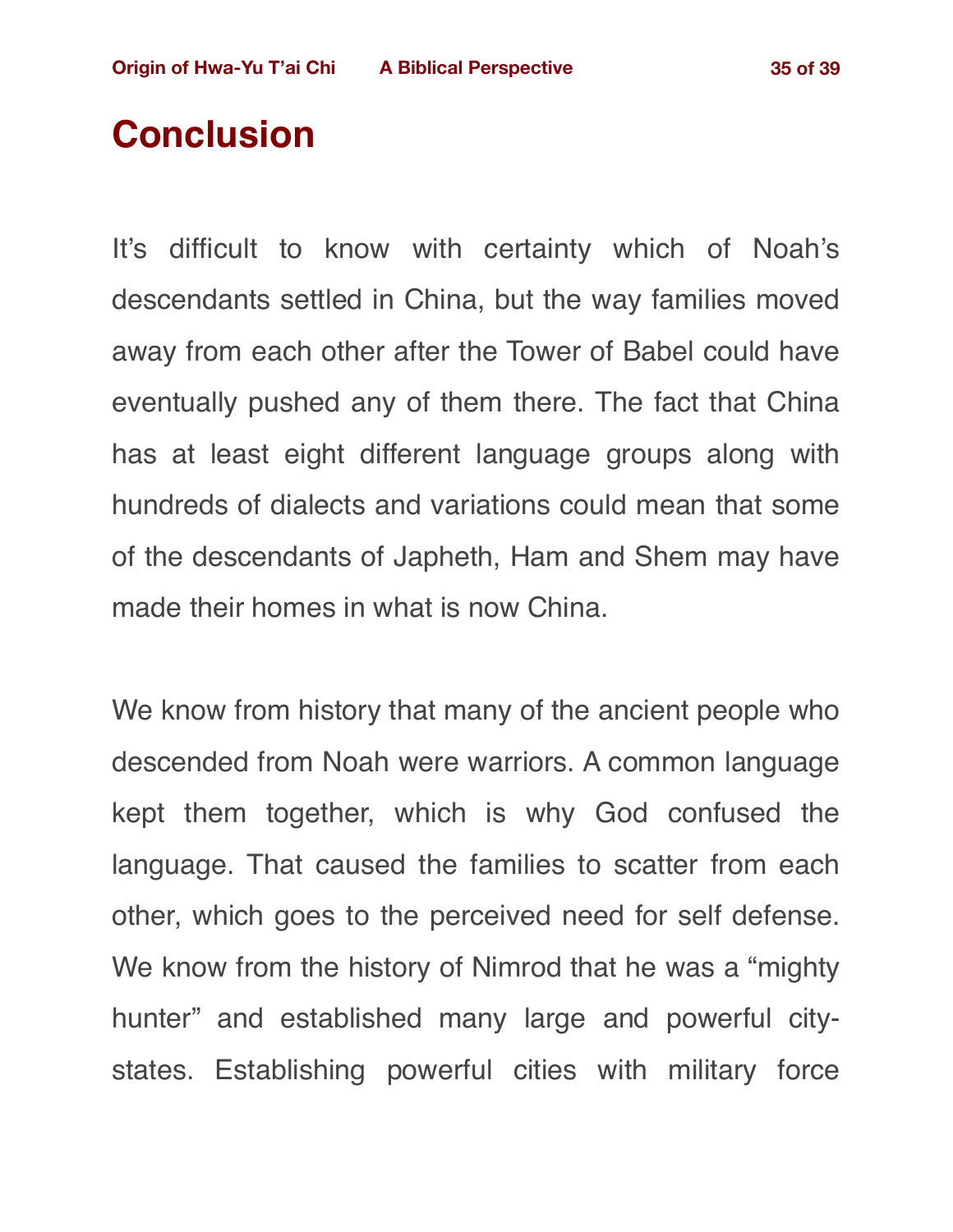# Conclusion

It's difficult to know with certainty which of Noah's descendants settled in China, but the way families moved away from each other after the Tower of Babel could have eventually pushed any of them there. The fact that China has at least eight different language groups along with hundreds of dialects and variations could mean that some of the descendants of Japheth, Ham and Shem may have made their homes in what is now China.

We know from history that many of the ancient people who descended from Noah were warriors. A common language kept them together, which is why God confused the language. That caused the families to scatter from each other, which goes to the perceived need for self defense. We know from the history of Nimrod that he was a "mighty hunter" and established many large and powerful city-states. Establishing powerful cities with military force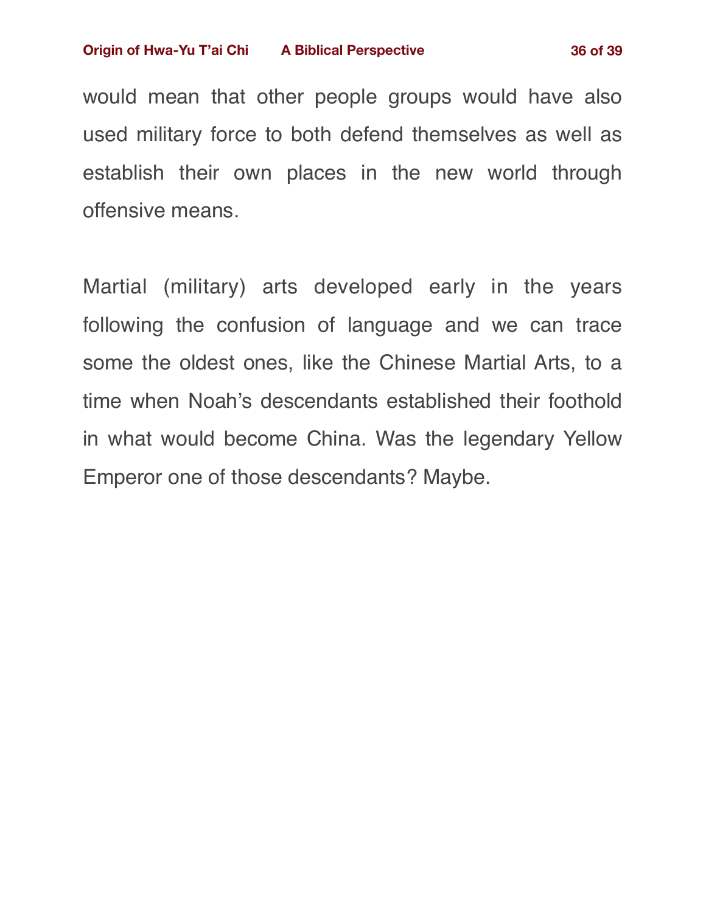would mean that other people groups would have also used military force to both defend themselves as well as establish their own places in the new world through offensive means.

Martial (military) arts developed early in the years following the confusion of language and we can trace some the oldest ones, like the Chinese Martial Arts, to a time when Noah's descendants established their foothold in what would become China. Was the legendary Yellow Emperor one of those descendants? Maybe.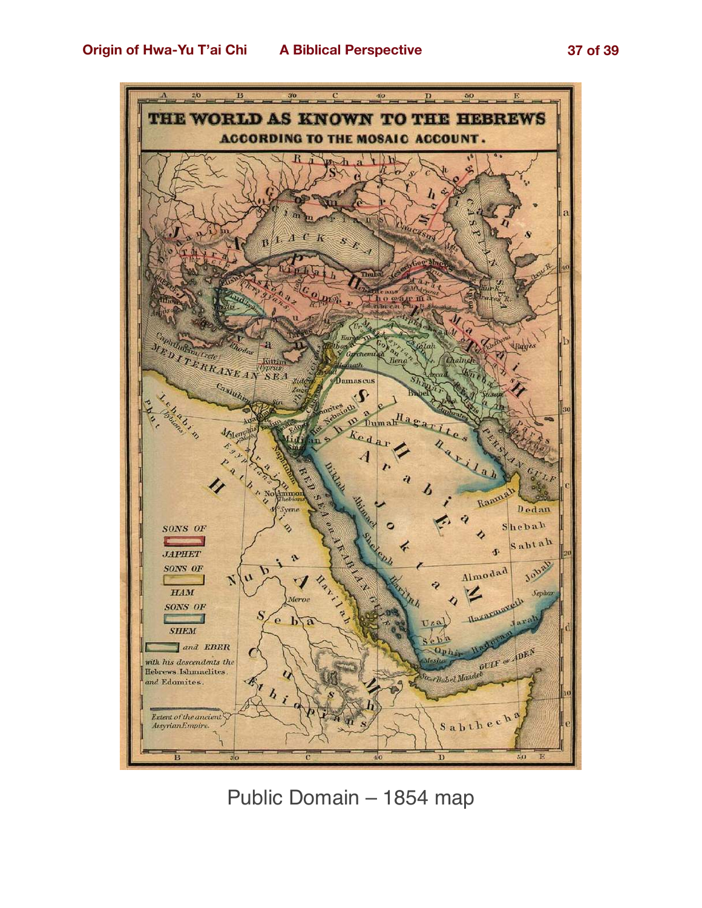Public Domain – 1854 map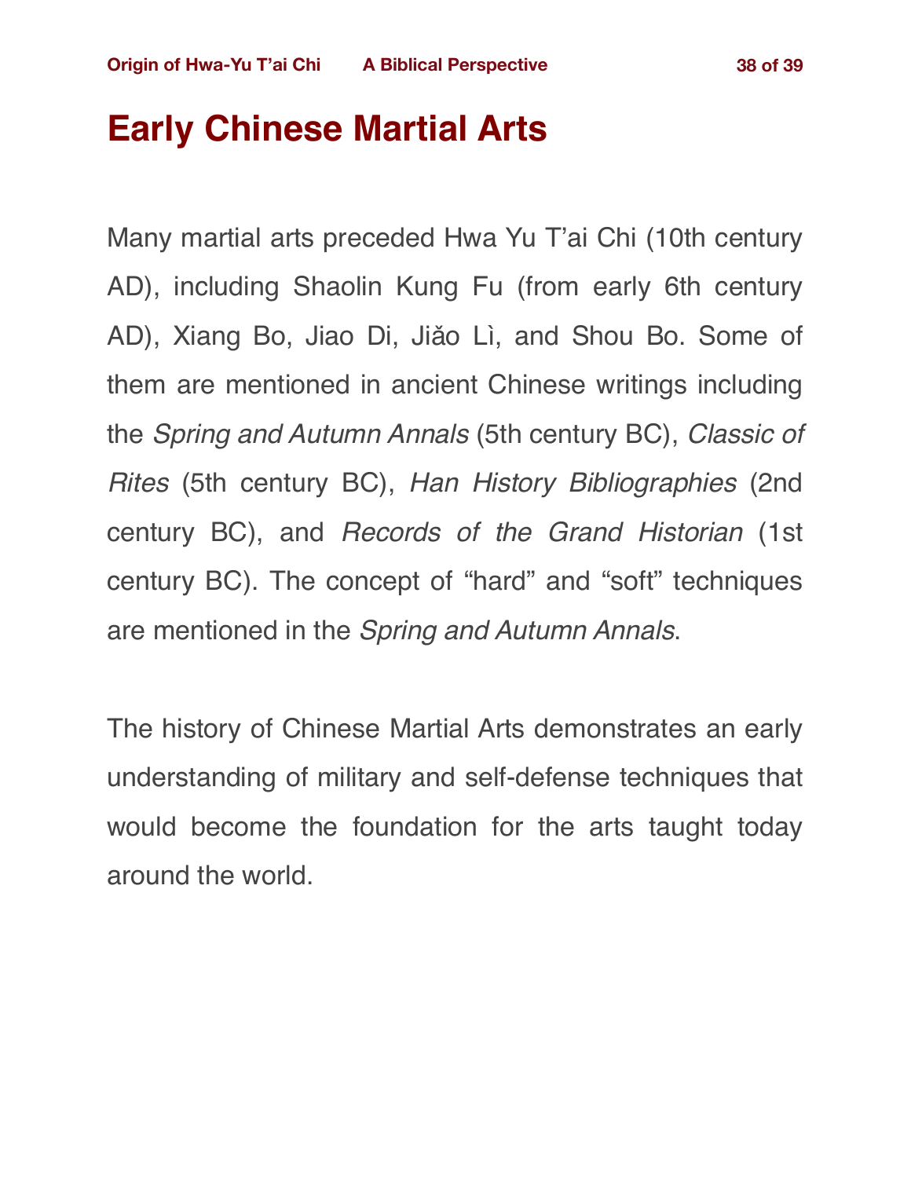# Early Chinese Martial Arts

Many martial arts preceded Hwa Yu T'ai Chi (10th century AD), including Shaolin Kung Fu (from early 6th century AD), Xiang Bo, Jiao Di, Jiǎo Lì, and Shou Bo. Some of them are mentioned in ancient Chinese writings including the *Spring and Autumn Annals* (5th century BC), *Classic of Rites* (5th century BC), *Han History Bibliographies* (2nd century BC), and *Records of the Grand Historian* (1st century BC). The concept of "hard" and "soft" techniques are mentioned in the *Spring and Autumn Annals*.

The history of Chinese Martial Arts demonstrates an early understanding of military and self-defense techniques that would become the foundation for the arts taught today around the world.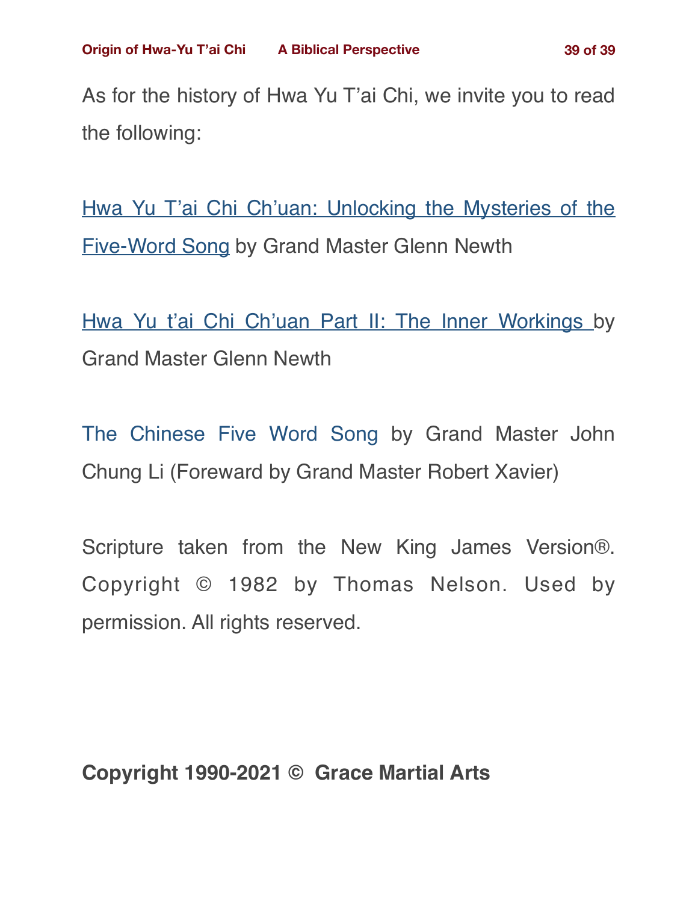As for the history of Hwa Yu T'ai Chi, we invite you to read the following:

Hwa Yu T'ai Chi Ch'uan: Unlocking the Mysteries of the Five-Word Song by Grand Master Glenn Newth

Hwa Yu t'ai Chi Ch'uan Part II: The Inner Workings by Grand Master Glenn Newth

The Chinese Five Word Song by Grand Master John Chung Li (Foreward by Grand Master Robert Xavier)

Scripture taken from the New King James Version®. Copyright © 1982 by Thomas Nelson. Used by permission. All rights reserved.

**Copyright 1990-2021 © Grace Martial Arts**